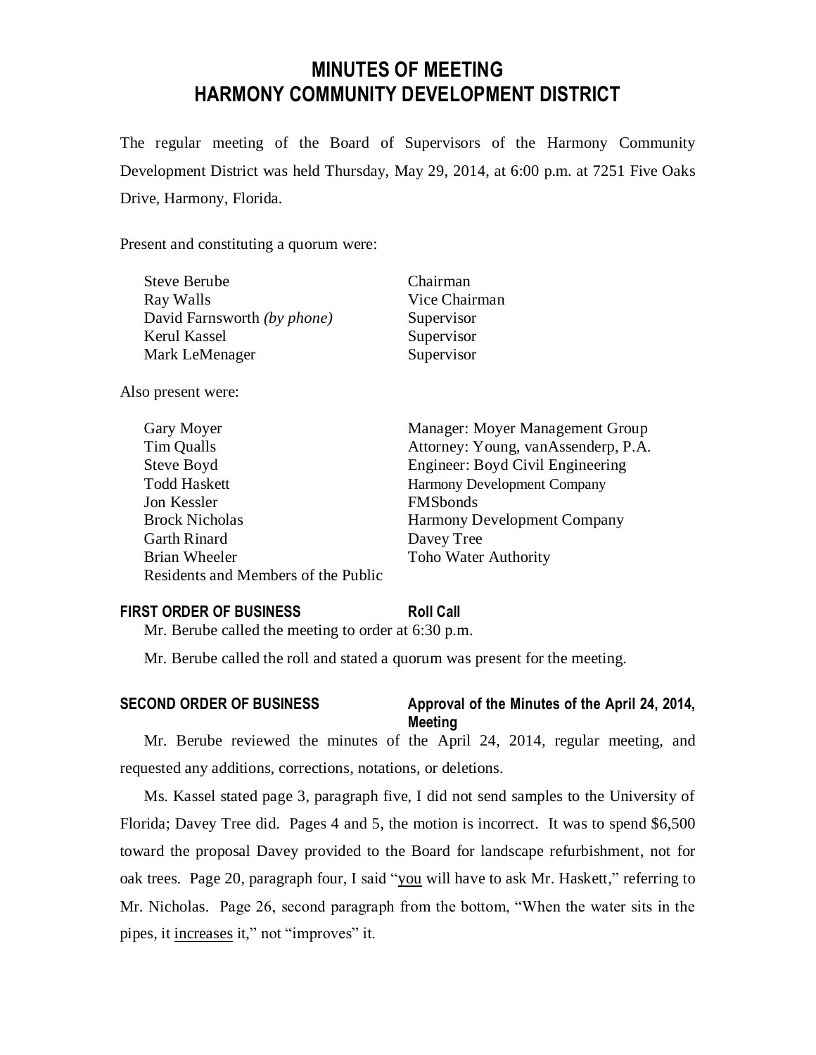# MINUTES OF MEETING
# HARMONY COMMUNITY DEVELOPMENT DISTRICT

The regular meeting of the Board of Supervisors of the Harmony Community Development District was held Thursday, May 29, 2014, at 6:00 p.m. at 7251 Five Oaks Drive, Harmony, Florida.

Present and constituting a quorum were:

| | |
|---|---|
| Steve Berube | Chairman |
| Ray Walls | Vice Chairman |
| David Farnsworth *(by phone)* | Supervisor |
| Kerul Kassel | Supervisor |
| Mark LeMenager | Supervisor |

Also present were:

| | |
|---|---|
| Gary Moyer | Manager: Moyer Management Group |
| Tim Qualls | Attorney: Young, vanAssenderp, P.A. |
| Steve Boyd | Engineer: Boyd Civil Engineering |
| Todd Haskett | Harmony Development Company |
| Jon Kessler | FMSbonds |
| Brock Nicholas | Harmony Development Company |
| Garth Rinard | Davey Tree |
| Brian Wheeler | Toho Water Authority |
| Residents and Members of the Public | |

**FIRST ORDER OF BUSINESS** **Roll Call**

Mr. Berube called the meeting to order at 6:30 p.m.

Mr. Berube called the roll and stated a quorum was present for the meeting.

**SECOND ORDER OF BUSINESS** **Approval of the Minutes of the April 24, 2014, Meeting**

Mr. Berube reviewed the minutes of the April 24, 2014, regular meeting, and requested any additions, corrections, notations, or deletions.

Ms. Kassel stated page 3, paragraph five, I did not send samples to the University of Florida; Davey Tree did. Pages 4 and 5, the motion is incorrect. It was to spend $6,500 toward the proposal Davey provided to the Board for landscape refurbishment, not for oak trees. Page 20, paragraph four, I said "<u>you</u> will have to ask Mr. Haskett," referring to Mr. Nicholas. Page 26, second paragraph from the bottom, "When the water sits in the pipes, it <u>increases</u> it," not "improves" it.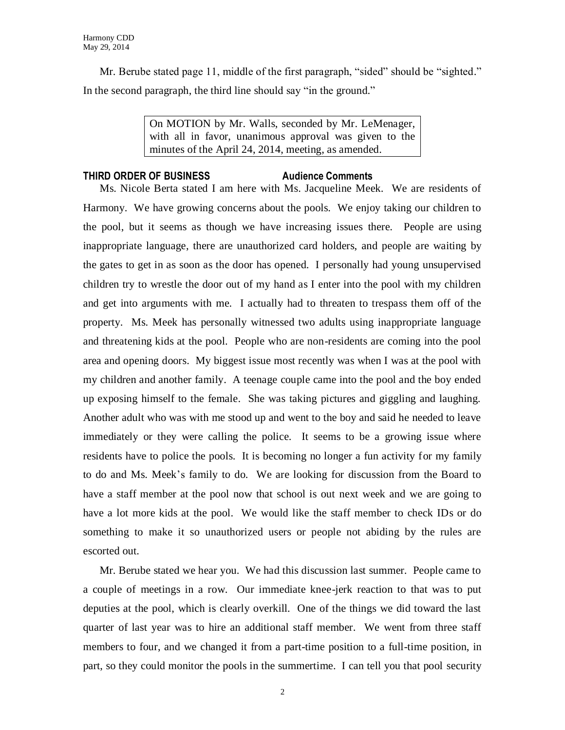Mr. Berube stated page 11, middle of the first paragraph, "sided" should be "sighted." In the second paragraph, the third line should say "in the ground."

> On MOTION by Mr. Walls, seconded by Mr. LeMenager, with all in favor, unanimous approval was given to the minutes of the April 24, 2014, meeting, as amended.

**THIRD ORDER OF BUSINESS Audience Comments**

Ms. Nicole Berta stated I am here with Ms. Jacqueline Meek. We are residents of Harmony. We have growing concerns about the pools. We enjoy taking our children to the pool, but it seems as though we have increasing issues there. People are using inappropriate language, there are unauthorized card holders, and people are waiting by the gates to get in as soon as the door has opened. I personally had young unsupervised children try to wrestle the door out of my hand as I enter into the pool with my children and get into arguments with me. I actually had to threaten to trespass them off of the property. Ms. Meek has personally witnessed two adults using inappropriate language and threatening kids at the pool. People who are non-residents are coming into the pool area and opening doors. My biggest issue most recently was when I was at the pool with my children and another family. A teenage couple came into the pool and the boy ended up exposing himself to the female. She was taking pictures and giggling and laughing. Another adult who was with me stood up and went to the boy and said he needed to leave immediately or they were calling the police. It seems to be a growing issue where residents have to police the pools. It is becoming no longer a fun activity for my family to do and Ms. Meek's family to do. We are looking for discussion from the Board to have a staff member at the pool now that school is out next week and we are going to have a lot more kids at the pool. We would like the staff member to check IDs or do something to make it so unauthorized users or people not abiding by the rules are escorted out.

Mr. Berube stated we hear you. We had this discussion last summer. People came to a couple of meetings in a row. Our immediate knee-jerk reaction to that was to put deputies at the pool, which is clearly overkill. One of the things we did toward the last quarter of last year was to hire an additional staff member. We went from three staff members to four, and we changed it from a part-time position to a full-time position, in part, so they could monitor the pools in the summertime. I can tell you that pool security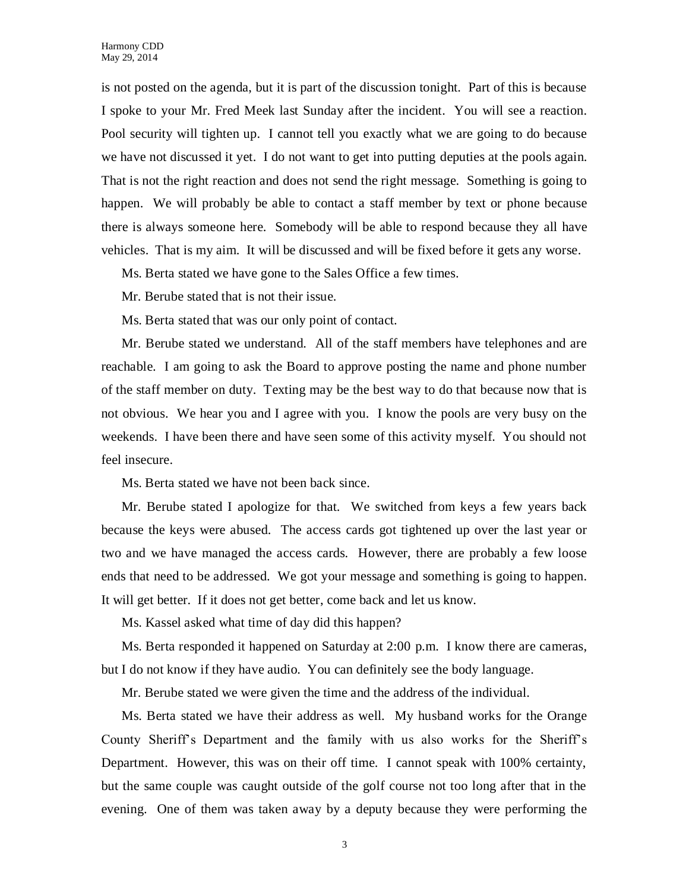is not posted on the agenda, but it is part of the discussion tonight. Part of this is because I spoke to your Mr. Fred Meek last Sunday after the incident. You will see a reaction. Pool security will tighten up. I cannot tell you exactly what we are going to do because we have not discussed it yet. I do not want to get into putting deputies at the pools again. That is not the right reaction and does not send the right message. Something is going to happen. We will probably be able to contact a staff member by text or phone because there is always someone here. Somebody will be able to respond because they all have vehicles. That is my aim. It will be discussed and will be fixed before it gets any worse.

Ms. Berta stated we have gone to the Sales Office a few times.

Mr. Berube stated that is not their issue.

Ms. Berta stated that was our only point of contact.

Mr. Berube stated we understand. All of the staff members have telephones and are reachable. I am going to ask the Board to approve posting the name and phone number of the staff member on duty. Texting may be the best way to do that because now that is not obvious. We hear you and I agree with you. I know the pools are very busy on the weekends. I have been there and have seen some of this activity myself. You should not feel insecure.

Ms. Berta stated we have not been back since.

Mr. Berube stated I apologize for that. We switched from keys a few years back because the keys were abused. The access cards got tightened up over the last year or two and we have managed the access cards. However, there are probably a few loose ends that need to be addressed. We got your message and something is going to happen. It will get better. If it does not get better, come back and let us know.

Ms. Kassel asked what time of day did this happen?

Ms. Berta responded it happened on Saturday at 2:00 p.m. I know there are cameras, but I do not know if they have audio. You can definitely see the body language.

Mr. Berube stated we were given the time and the address of the individual.

Ms. Berta stated we have their address as well. My husband works for the Orange County Sheriff's Department and the family with us also works for the Sheriff's Department. However, this was on their off time. I cannot speak with 100% certainty, but the same couple was caught outside of the golf course not too long after that in the evening. One of them was taken away by a deputy because they were performing the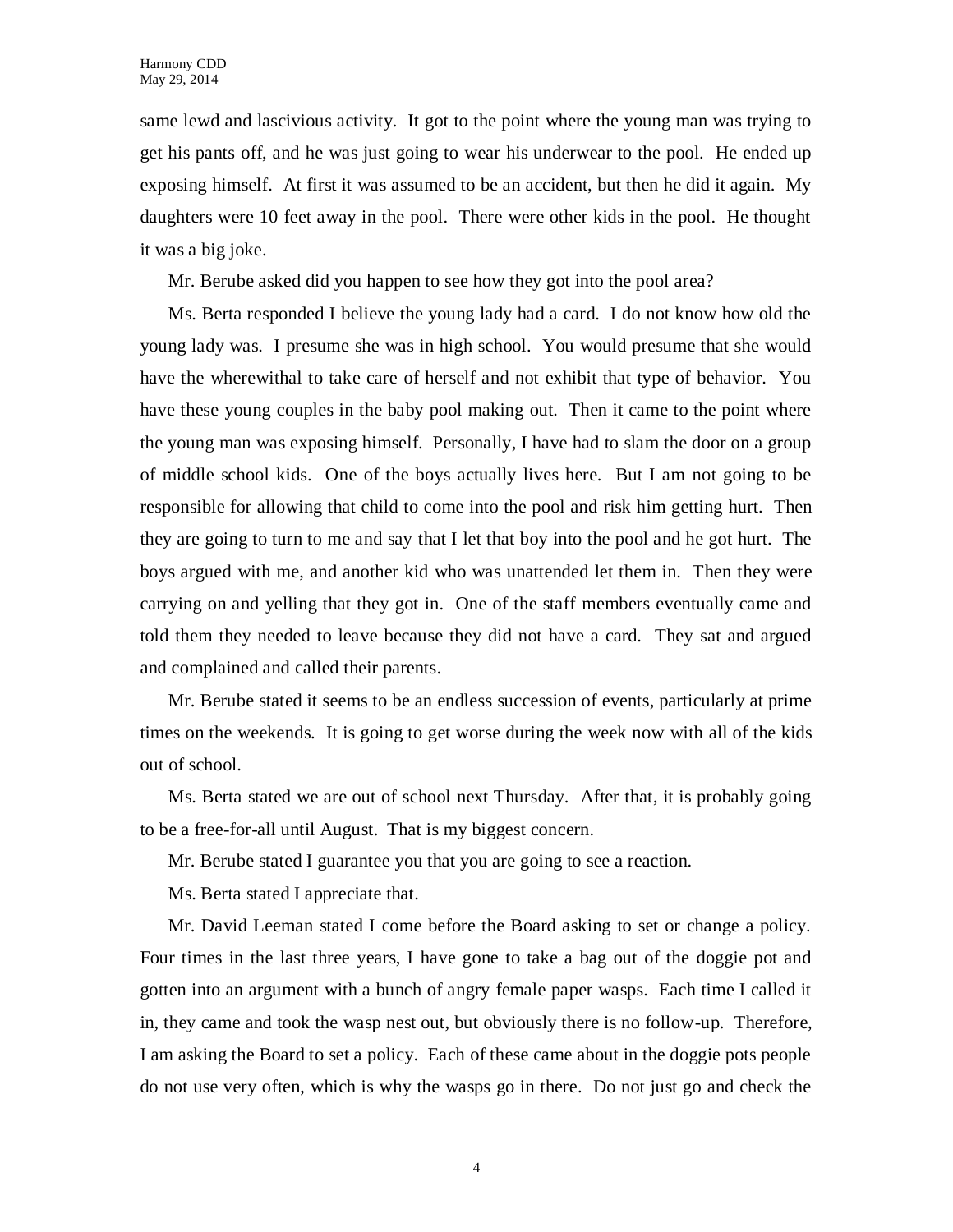same lewd and lascivious activity. It got to the point where the young man was trying to get his pants off, and he was just going to wear his underwear to the pool. He ended up exposing himself. At first it was assumed to be an accident, but then he did it again. My daughters were 10 feet away in the pool. There were other kids in the pool. He thought it was a big joke.

Mr. Berube asked did you happen to see how they got into the pool area?

Ms. Berta responded I believe the young lady had a card. I do not know how old the young lady was. I presume she was in high school. You would presume that she would have the wherewithal to take care of herself and not exhibit that type of behavior. You have these young couples in the baby pool making out. Then it came to the point where the young man was exposing himself. Personally, I have had to slam the door on a group of middle school kids. One of the boys actually lives here. But I am not going to be responsible for allowing that child to come into the pool and risk him getting hurt. Then they are going to turn to me and say that I let that boy into the pool and he got hurt. The boys argued with me, and another kid who was unattended let them in. Then they were carrying on and yelling that they got in. One of the staff members eventually came and told them they needed to leave because they did not have a card. They sat and argued and complained and called their parents.

Mr. Berube stated it seems to be an endless succession of events, particularly at prime times on the weekends. It is going to get worse during the week now with all of the kids out of school.

Ms. Berta stated we are out of school next Thursday. After that, it is probably going to be a free-for-all until August. That is my biggest concern.

Mr. Berube stated I guarantee you that you are going to see a reaction.

Ms. Berta stated I appreciate that.

Mr. David Leeman stated I come before the Board asking to set or change a policy. Four times in the last three years, I have gone to take a bag out of the doggie pot and gotten into an argument with a bunch of angry female paper wasps. Each time I called it in, they came and took the wasp nest out, but obviously there is no follow-up. Therefore, I am asking the Board to set a policy. Each of these came about in the doggie pots people do not use very often, which is why the wasps go in there. Do not just go and check the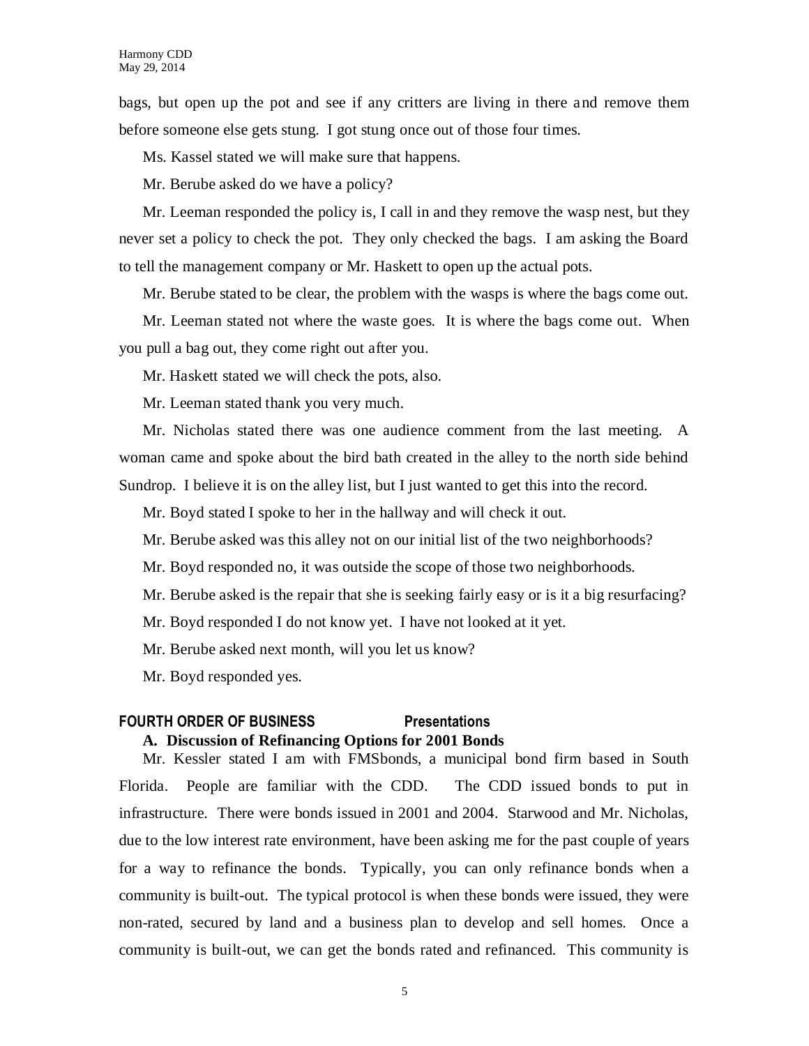bags, but open up the pot and see if any critters are living in there and remove them before someone else gets stung. I got stung once out of those four times.

Ms. Kassel stated we will make sure that happens.

Mr. Berube asked do we have a policy?

Mr. Leeman responded the policy is, I call in and they remove the wasp nest, but they never set a policy to check the pot. They only checked the bags. I am asking the Board to tell the management company or Mr. Haskett to open up the actual pots.

Mr. Berube stated to be clear, the problem with the wasps is where the bags come out.

Mr. Leeman stated not where the waste goes. It is where the bags come out. When you pull a bag out, they come right out after you.

Mr. Haskett stated we will check the pots, also.

Mr. Leeman stated thank you very much.

Mr. Nicholas stated there was one audience comment from the last meeting. A woman came and spoke about the bird bath created in the alley to the north side behind Sundrop. I believe it is on the alley list, but I just wanted to get this into the record.

Mr. Boyd stated I spoke to her in the hallway and will check it out.

Mr. Berube asked was this alley not on our initial list of the two neighborhoods?

Mr. Boyd responded no, it was outside the scope of those two neighborhoods.

Mr. Berube asked is the repair that she is seeking fairly easy or is it a big resurfacing?

Mr. Boyd responded I do not know yet. I have not looked at it yet.

Mr. Berube asked next month, will you let us know?

Mr. Boyd responded yes.

## FOURTH ORDER OF BUSINESS Presentations

### A. Discussion of Refinancing Options for 2001 Bonds

Mr. Kessler stated I am with FMSbonds, a municipal bond firm based in South Florida. People are familiar with the CDD. The CDD issued bonds to put in infrastructure. There were bonds issued in 2001 and 2004. Starwood and Mr. Nicholas, due to the low interest rate environment, have been asking me for the past couple of years for a way to refinance the bonds. Typically, you can only refinance bonds when a community is built-out. The typical protocol is when these bonds were issued, they were non-rated, secured by land and a business plan to develop and sell homes. Once a community is built-out, we can get the bonds rated and refinanced. This community is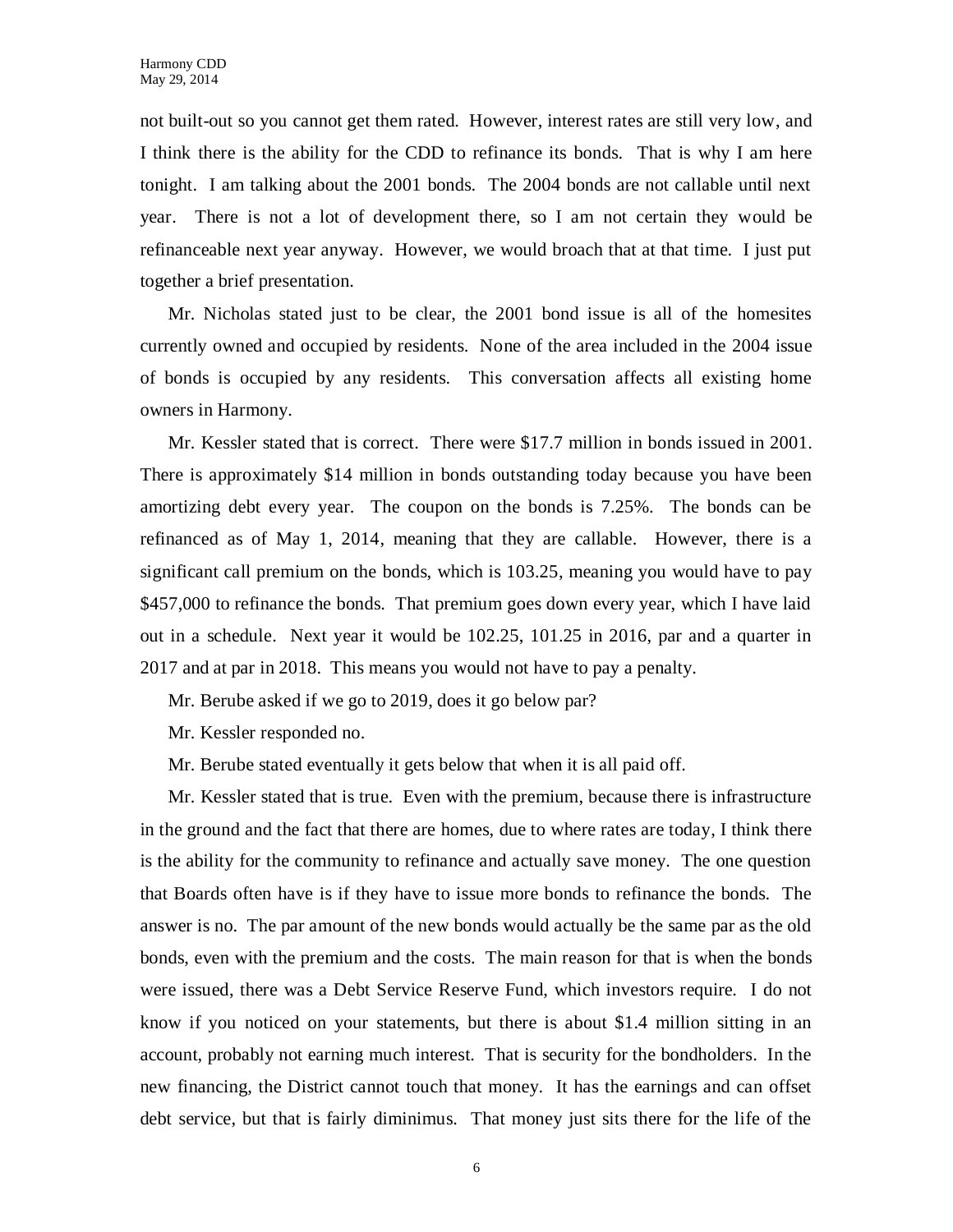not built-out so you cannot get them rated. However, interest rates are still very low, and I think there is the ability for the CDD to refinance its bonds. That is why I am here tonight. I am talking about the 2001 bonds. The 2004 bonds are not callable until next year. There is not a lot of development there, so I am not certain they would be refinanceable next year anyway. However, we would broach that at that time. I just put together a brief presentation.

Mr. Nicholas stated just to be clear, the 2001 bond issue is all of the homesites currently owned and occupied by residents. None of the area included in the 2004 issue of bonds is occupied by any residents. This conversation affects all existing home owners in Harmony.

Mr. Kessler stated that is correct. There were $17.7 million in bonds issued in 2001. There is approximately $14 million in bonds outstanding today because you have been amortizing debt every year. The coupon on the bonds is 7.25%. The bonds can be refinanced as of May 1, 2014, meaning that they are callable. However, there is a significant call premium on the bonds, which is 103.25, meaning you would have to pay $457,000 to refinance the bonds. That premium goes down every year, which I have laid out in a schedule. Next year it would be 102.25, 101.25 in 2016, par and a quarter in 2017 and at par in 2018. This means you would not have to pay a penalty.

Mr. Berube asked if we go to 2019, does it go below par?

Mr. Kessler responded no.

Mr. Berube stated eventually it gets below that when it is all paid off.

Mr. Kessler stated that is true. Even with the premium, because there is infrastructure in the ground and the fact that there are homes, due to where rates are today, I think there is the ability for the community to refinance and actually save money. The one question that Boards often have is if they have to issue more bonds to refinance the bonds. The answer is no. The par amount of the new bonds would actually be the same par as the old bonds, even with the premium and the costs. The main reason for that is when the bonds were issued, there was a Debt Service Reserve Fund, which investors require. I do not know if you noticed on your statements, but there is about $1.4 million sitting in an account, probably not earning much interest. That is security for the bondholders. In the new financing, the District cannot touch that money. It has the earnings and can offset debt service, but that is fairly diminimus. That money just sits there for the life of the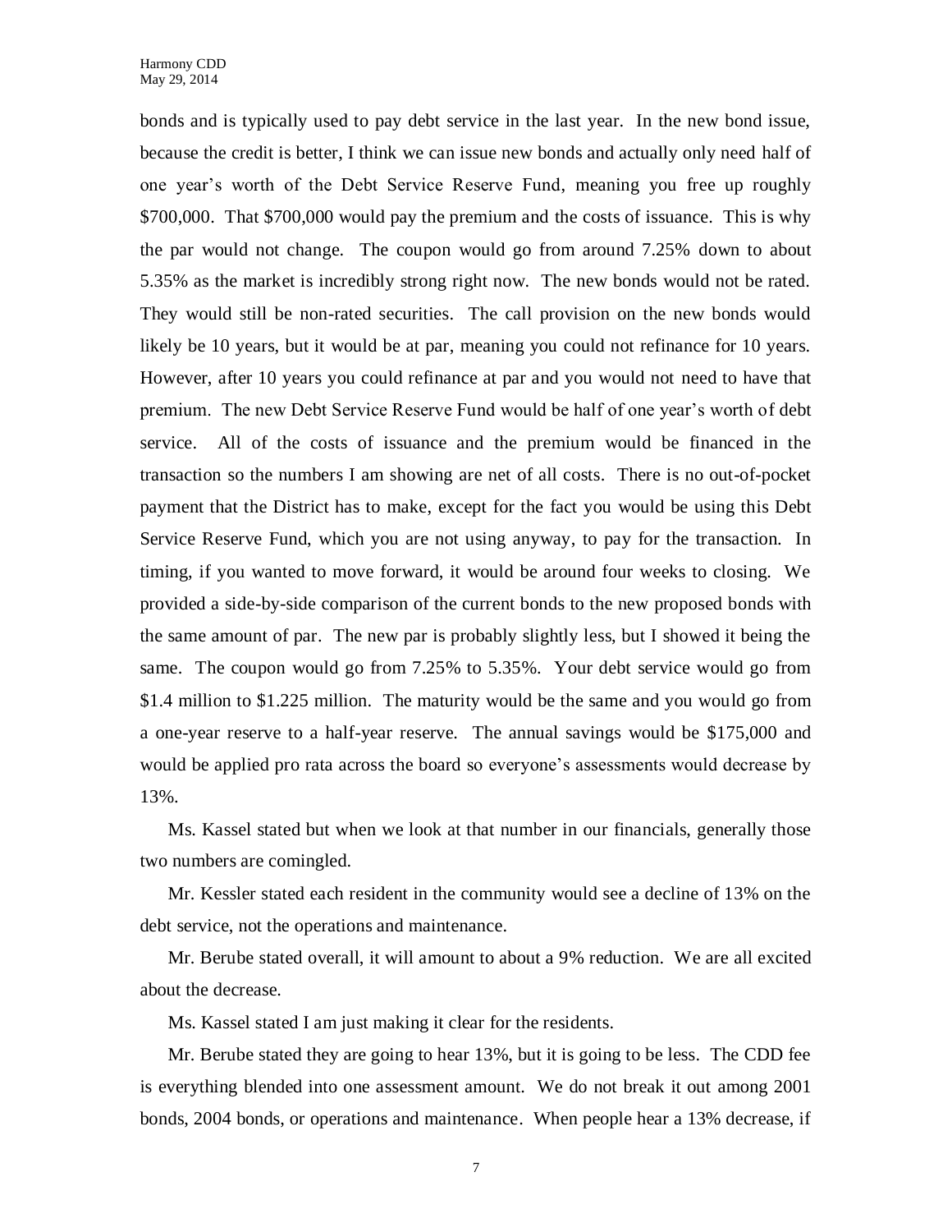bonds and is typically used to pay debt service in the last year. In the new bond issue, because the credit is better, I think we can issue new bonds and actually only need half of one year's worth of the Debt Service Reserve Fund, meaning you free up roughly $700,000. That $700,000 would pay the premium and the costs of issuance. This is why the par would not change. The coupon would go from around 7.25% down to about 5.35% as the market is incredibly strong right now. The new bonds would not be rated. They would still be non-rated securities. The call provision on the new bonds would likely be 10 years, but it would be at par, meaning you could not refinance for 10 years. However, after 10 years you could refinance at par and you would not need to have that premium. The new Debt Service Reserve Fund would be half of one year's worth of debt service. All of the costs of issuance and the premium would be financed in the transaction so the numbers I am showing are net of all costs. There is no out-of-pocket payment that the District has to make, except for the fact you would be using this Debt Service Reserve Fund, which you are not using anyway, to pay for the transaction. In timing, if you wanted to move forward, it would be around four weeks to closing. We provided a side-by-side comparison of the current bonds to the new proposed bonds with the same amount of par. The new par is probably slightly less, but I showed it being the same. The coupon would go from 7.25% to 5.35%. Your debt service would go from $1.4 million to $1.225 million. The maturity would be the same and you would go from a one-year reserve to a half-year reserve. The annual savings would be $175,000 and would be applied pro rata across the board so everyone's assessments would decrease by 13%.

Ms. Kassel stated but when we look at that number in our financials, generally those two numbers are comingled.

Mr. Kessler stated each resident in the community would see a decline of 13% on the debt service, not the operations and maintenance.

Mr. Berube stated overall, it will amount to about a 9% reduction. We are all excited about the decrease.

Ms. Kassel stated I am just making it clear for the residents.

Mr. Berube stated they are going to hear 13%, but it is going to be less. The CDD fee is everything blended into one assessment amount. We do not break it out among 2001 bonds, 2004 bonds, or operations and maintenance. When people hear a 13% decrease, if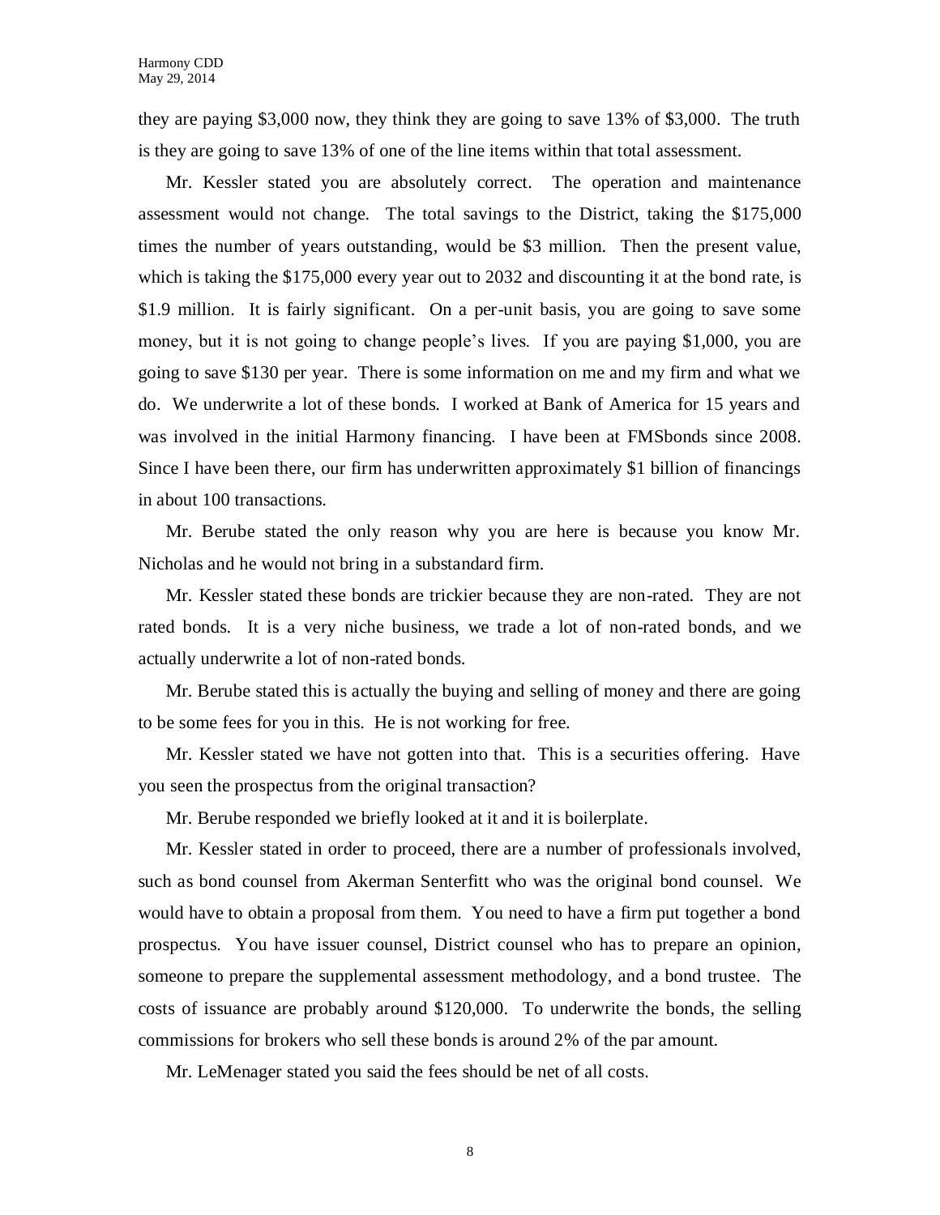they are paying $3,000 now, they think they are going to save 13% of $3,000. The truth is they are going to save 13% of one of the line items within that total assessment.

Mr. Kessler stated you are absolutely correct. The operation and maintenance assessment would not change. The total savings to the District, taking the $175,000 times the number of years outstanding, would be $3 million. Then the present value, which is taking the $175,000 every year out to 2032 and discounting it at the bond rate, is $1.9 million. It is fairly significant. On a per-unit basis, you are going to save some money, but it is not going to change people's lives. If you are paying $1,000, you are going to save $130 per year. There is some information on me and my firm and what we do. We underwrite a lot of these bonds. I worked at Bank of America for 15 years and was involved in the initial Harmony financing. I have been at FMSbonds since 2008. Since I have been there, our firm has underwritten approximately $1 billion of financings in about 100 transactions.

Mr. Berube stated the only reason why you are here is because you know Mr. Nicholas and he would not bring in a substandard firm.

Mr. Kessler stated these bonds are trickier because they are non-rated. They are not rated bonds. It is a very niche business, we trade a lot of non-rated bonds, and we actually underwrite a lot of non-rated bonds.

Mr. Berube stated this is actually the buying and selling of money and there are going to be some fees for you in this. He is not working for free.

Mr. Kessler stated we have not gotten into that. This is a securities offering. Have you seen the prospectus from the original transaction?

Mr. Berube responded we briefly looked at it and it is boilerplate.

Mr. Kessler stated in order to proceed, there are a number of professionals involved, such as bond counsel from Akerman Senterfitt who was the original bond counsel. We would have to obtain a proposal from them. You need to have a firm put together a bond prospectus. You have issuer counsel, District counsel who has to prepare an opinion, someone to prepare the supplemental assessment methodology, and a bond trustee. The costs of issuance are probably around $120,000. To underwrite the bonds, the selling commissions for brokers who sell these bonds is around 2% of the par amount.

Mr. LeMenager stated you said the fees should be net of all costs.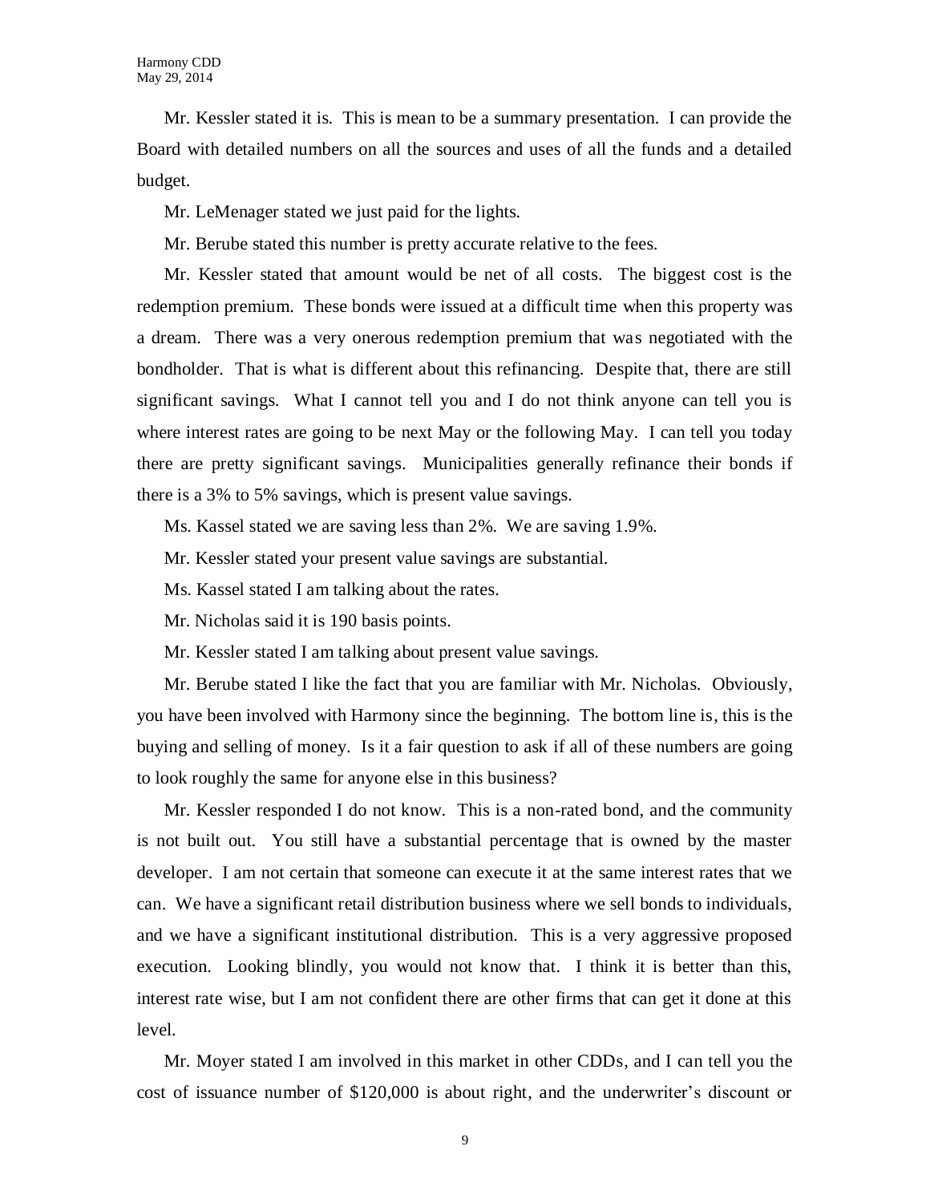Mr. Kessler stated it is. This is mean to be a summary presentation. I can provide the Board with detailed numbers on all the sources and uses of all the funds and a detailed budget.

Mr. LeMenager stated we just paid for the lights.

Mr. Berube stated this number is pretty accurate relative to the fees.

Mr. Kessler stated that amount would be net of all costs. The biggest cost is the redemption premium. These bonds were issued at a difficult time when this property was a dream. There was a very onerous redemption premium that was negotiated with the bondholder. That is what is different about this refinancing. Despite that, there are still significant savings. What I cannot tell you and I do not think anyone can tell you is where interest rates are going to be next May or the following May. I can tell you today there are pretty significant savings. Municipalities generally refinance their bonds if there is a 3% to 5% savings, which is present value savings.

Ms. Kassel stated we are saving less than 2%. We are saving 1.9%.

Mr. Kessler stated your present value savings are substantial.

Ms. Kassel stated I am talking about the rates.

Mr. Nicholas said it is 190 basis points.

Mr. Kessler stated I am talking about present value savings.

Mr. Berube stated I like the fact that you are familiar with Mr. Nicholas. Obviously, you have been involved with Harmony since the beginning. The bottom line is, this is the buying and selling of money. Is it a fair question to ask if all of these numbers are going to look roughly the same for anyone else in this business?

Mr. Kessler responded I do not know. This is a non-rated bond, and the community is not built out. You still have a substantial percentage that is owned by the master developer. I am not certain that someone can execute it at the same interest rates that we can. We have a significant retail distribution business where we sell bonds to individuals, and we have a significant institutional distribution. This is a very aggressive proposed execution. Looking blindly, you would not know that. I think it is better than this, interest rate wise, but I am not confident there are other firms that can get it done at this level.

Mr. Moyer stated I am involved in this market in other CDDs, and I can tell you the cost of issuance number of $120,000 is about right, and the underwriter's discount or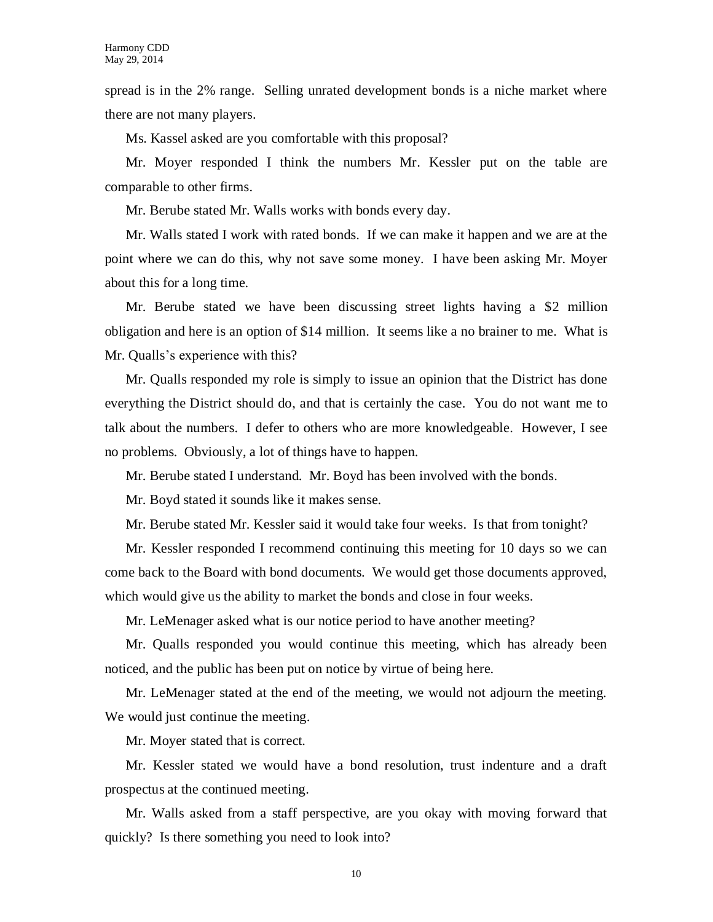spread is in the 2% range. Selling unrated development bonds is a niche market where there are not many players.

Ms. Kassel asked are you comfortable with this proposal?

Mr. Moyer responded I think the numbers Mr. Kessler put on the table are comparable to other firms.

Mr. Berube stated Mr. Walls works with bonds every day.

Mr. Walls stated I work with rated bonds. If we can make it happen and we are at the point where we can do this, why not save some money. I have been asking Mr. Moyer about this for a long time.

Mr. Berube stated we have been discussing street lights having a $2 million obligation and here is an option of $14 million. It seems like a no brainer to me. What is Mr. Qualls's experience with this?

Mr. Qualls responded my role is simply to issue an opinion that the District has done everything the District should do, and that is certainly the case. You do not want me to talk about the numbers. I defer to others who are more knowledgeable. However, I see no problems. Obviously, a lot of things have to happen.

Mr. Berube stated I understand. Mr. Boyd has been involved with the bonds.

Mr. Boyd stated it sounds like it makes sense.

Mr. Berube stated Mr. Kessler said it would take four weeks. Is that from tonight?

Mr. Kessler responded I recommend continuing this meeting for 10 days so we can come back to the Board with bond documents. We would get those documents approved, which would give us the ability to market the bonds and close in four weeks.

Mr. LeMenager asked what is our notice period to have another meeting?

Mr. Qualls responded you would continue this meeting, which has already been noticed, and the public has been put on notice by virtue of being here.

Mr. LeMenager stated at the end of the meeting, we would not adjourn the meeting. We would just continue the meeting.

Mr. Moyer stated that is correct.

Mr. Kessler stated we would have a bond resolution, trust indenture and a draft prospectus at the continued meeting.

Mr. Walls asked from a staff perspective, are you okay with moving forward that quickly? Is there something you need to look into?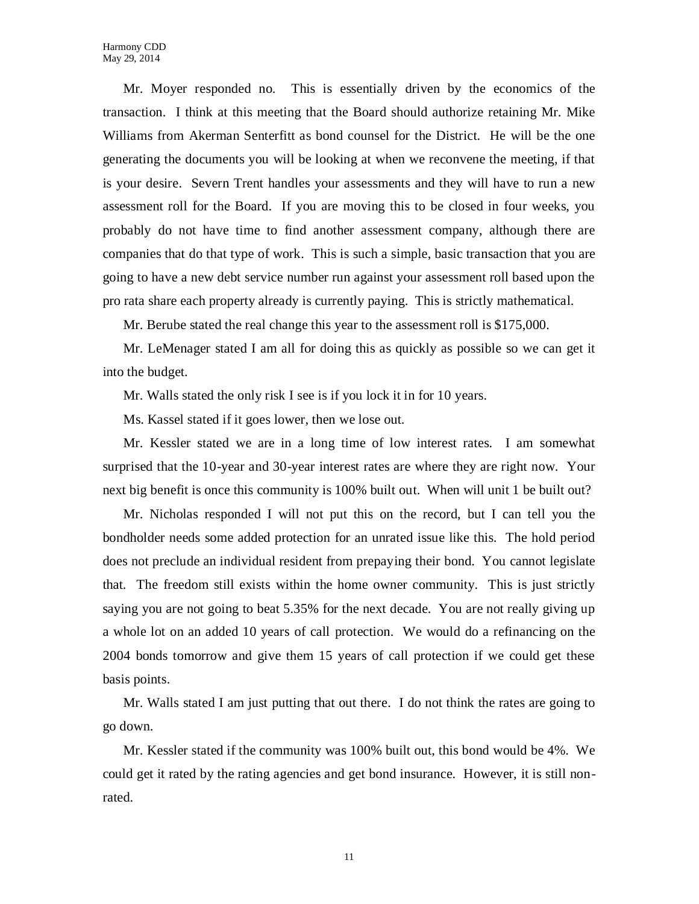Mr. Moyer responded no. This is essentially driven by the economics of the transaction. I think at this meeting that the Board should authorize retaining Mr. Mike Williams from Akerman Senterfitt as bond counsel for the District. He will be the one generating the documents you will be looking at when we reconvene the meeting, if that is your desire. Severn Trent handles your assessments and they will have to run a new assessment roll for the Board. If you are moving this to be closed in four weeks, you probably do not have time to find another assessment company, although there are companies that do that type of work. This is such a simple, basic transaction that you are going to have a new debt service number run against your assessment roll based upon the pro rata share each property already is currently paying. This is strictly mathematical.

Mr. Berube stated the real change this year to the assessment roll is $175,000.

Mr. LeMenager stated I am all for doing this as quickly as possible so we can get it into the budget.

Mr. Walls stated the only risk I see is if you lock it in for 10 years.

Ms. Kassel stated if it goes lower, then we lose out.

Mr. Kessler stated we are in a long time of low interest rates. I am somewhat surprised that the 10-year and 30-year interest rates are where they are right now. Your next big benefit is once this community is 100% built out. When will unit 1 be built out?

Mr. Nicholas responded I will not put this on the record, but I can tell you the bondholder needs some added protection for an unrated issue like this. The hold period does not preclude an individual resident from prepaying their bond. You cannot legislate that. The freedom still exists within the home owner community. This is just strictly saying you are not going to beat 5.35% for the next decade. You are not really giving up a whole lot on an added 10 years of call protection. We would do a refinancing on the 2004 bonds tomorrow and give them 15 years of call protection if we could get these basis points.

Mr. Walls stated I am just putting that out there. I do not think the rates are going to go down.

Mr. Kessler stated if the community was 100% built out, this bond would be 4%. We could get it rated by the rating agencies and get bond insurance. However, it is still non-rated.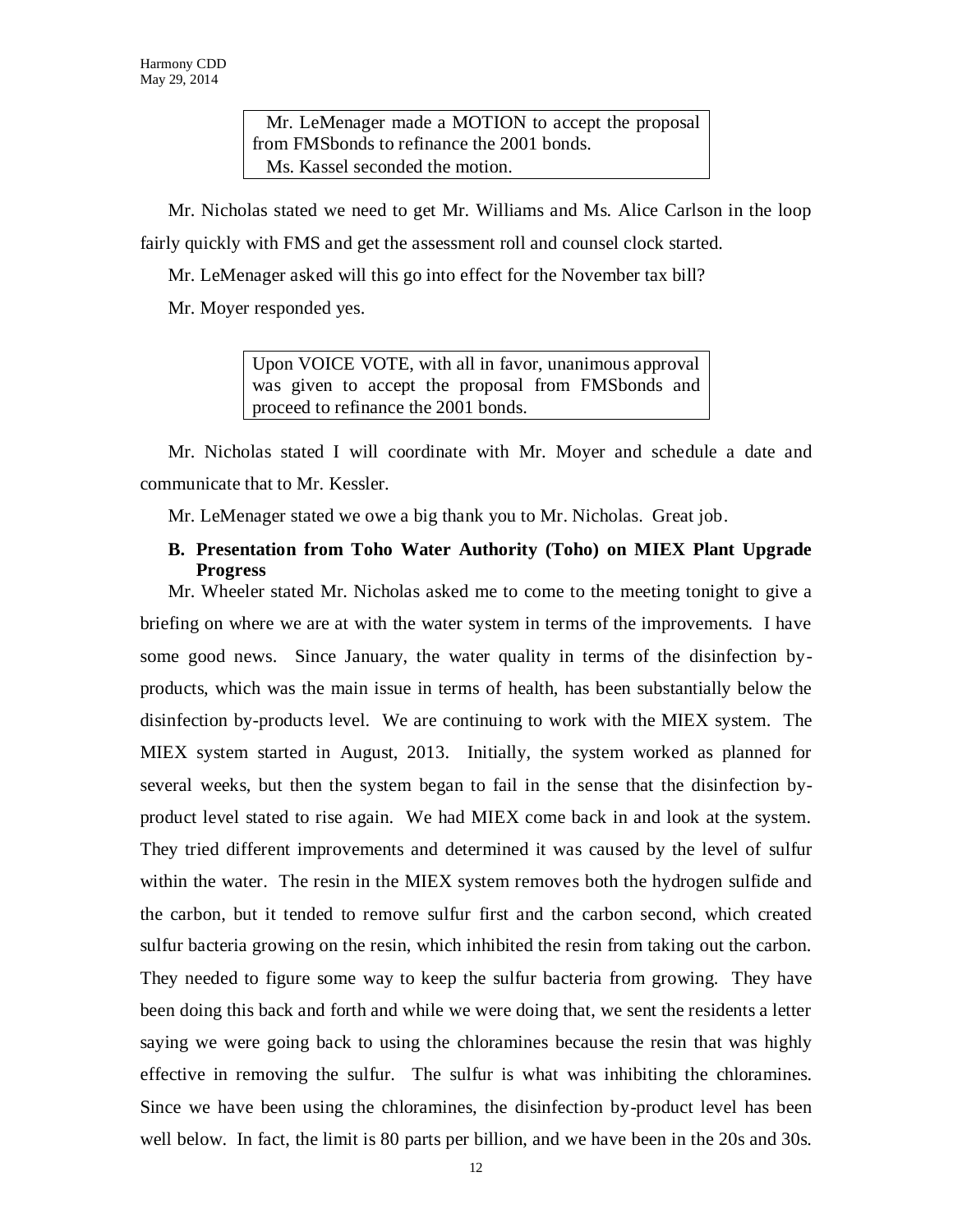> Mr. LeMenager made a MOTION to accept the proposal from FMSbonds to refinance the 2001 bonds.
> Ms. Kassel seconded the motion.

Mr. Nicholas stated we need to get Mr. Williams and Ms. Alice Carlson in the loop fairly quickly with FMS and get the assessment roll and counsel clock started.

Mr. LeMenager asked will this go into effect for the November tax bill?

Mr. Moyer responded yes.

> Upon VOICE VOTE, with all in favor, unanimous approval was given to accept the proposal from FMSbonds and proceed to refinance the 2001 bonds.

Mr. Nicholas stated I will coordinate with Mr. Moyer and schedule a date and communicate that to Mr. Kessler.

Mr. LeMenager stated we owe a big thank you to Mr. Nicholas. Great job.

**B. Presentation from Toho Water Authority (Toho) on MIEX Plant Upgrade Progress**

Mr. Wheeler stated Mr. Nicholas asked me to come to the meeting tonight to give a briefing on where we are at with the water system in terms of the improvements. I have some good news. Since January, the water quality in terms of the disinfection by-products, which was the main issue in terms of health, has been substantially below the disinfection by-products level. We are continuing to work with the MIEX system. The MIEX system started in August, 2013. Initially, the system worked as planned for several weeks, but then the system began to fail in the sense that the disinfection by-product level stated to rise again. We had MIEX come back in and look at the system. They tried different improvements and determined it was caused by the level of sulfur within the water. The resin in the MIEX system removes both the hydrogen sulfide and the carbon, but it tended to remove sulfur first and the carbon second, which created sulfur bacteria growing on the resin, which inhibited the resin from taking out the carbon. They needed to figure some way to keep the sulfur bacteria from growing. They have been doing this back and forth and while we were doing that, we sent the residents a letter saying we were going back to using the chloramines because the resin that was highly effective in removing the sulfur. The sulfur is what was inhibiting the chloramines. Since we have been using the chloramines, the disinfection by-product level has been well below. In fact, the limit is 80 parts per billion, and we have been in the 20s and 30s.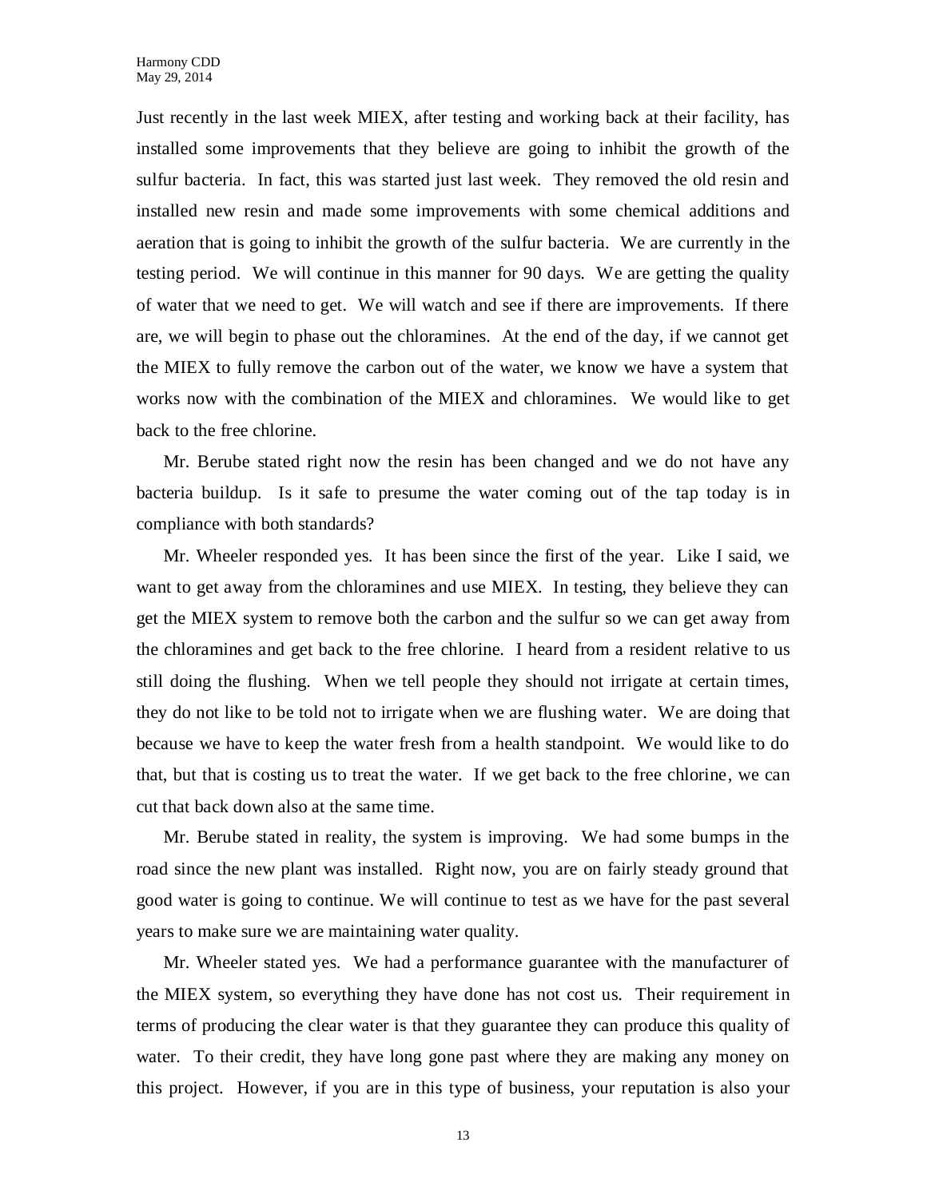Just recently in the last week MIEX, after testing and working back at their facility, has installed some improvements that they believe are going to inhibit the growth of the sulfur bacteria. In fact, this was started just last week. They removed the old resin and installed new resin and made some improvements with some chemical additions and aeration that is going to inhibit the growth of the sulfur bacteria. We are currently in the testing period. We will continue in this manner for 90 days. We are getting the quality of water that we need to get. We will watch and see if there are improvements. If there are, we will begin to phase out the chloramines. At the end of the day, if we cannot get the MIEX to fully remove the carbon out of the water, we know we have a system that works now with the combination of the MIEX and chloramines. We would like to get back to the free chlorine.

Mr. Berube stated right now the resin has been changed and we do not have any bacteria buildup. Is it safe to presume the water coming out of the tap today is in compliance with both standards?

Mr. Wheeler responded yes. It has been since the first of the year. Like I said, we want to get away from the chloramines and use MIEX. In testing, they believe they can get the MIEX system to remove both the carbon and the sulfur so we can get away from the chloramines and get back to the free chlorine. I heard from a resident relative to us still doing the flushing. When we tell people they should not irrigate at certain times, they do not like to be told not to irrigate when we are flushing water. We are doing that because we have to keep the water fresh from a health standpoint. We would like to do that, but that is costing us to treat the water. If we get back to the free chlorine, we can cut that back down also at the same time.

Mr. Berube stated in reality, the system is improving. We had some bumps in the road since the new plant was installed. Right now, you are on fairly steady ground that good water is going to continue. We will continue to test as we have for the past several years to make sure we are maintaining water quality.

Mr. Wheeler stated yes. We had a performance guarantee with the manufacturer of the MIEX system, so everything they have done has not cost us. Their requirement in terms of producing the clear water is that they guarantee they can produce this quality of water. To their credit, they have long gone past where they are making any money on this project. However, if you are in this type of business, your reputation is also your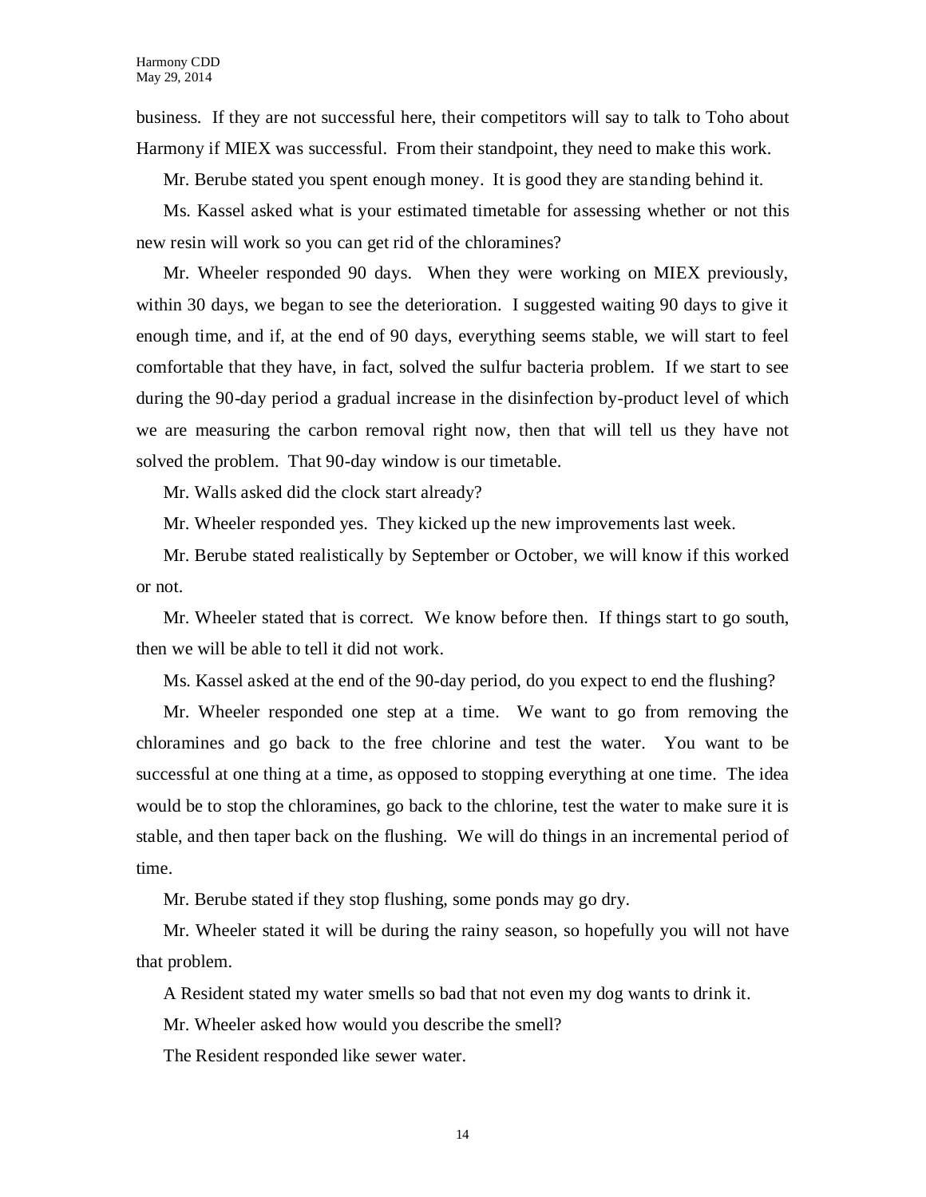business. If they are not successful here, their competitors will say to talk to Toho about Harmony if MIEX was successful. From their standpoint, they need to make this work.

Mr. Berube stated you spent enough money. It is good they are standing behind it.

Ms. Kassel asked what is your estimated timetable for assessing whether or not this new resin will work so you can get rid of the chloramines?

Mr. Wheeler responded 90 days. When they were working on MIEX previously, within 30 days, we began to see the deterioration. I suggested waiting 90 days to give it enough time, and if, at the end of 90 days, everything seems stable, we will start to feel comfortable that they have, in fact, solved the sulfur bacteria problem. If we start to see during the 90-day period a gradual increase in the disinfection by-product level of which we are measuring the carbon removal right now, then that will tell us they have not solved the problem. That 90-day window is our timetable.

Mr. Walls asked did the clock start already?

Mr. Wheeler responded yes. They kicked up the new improvements last week.

Mr. Berube stated realistically by September or October, we will know if this worked or not.

Mr. Wheeler stated that is correct. We know before then. If things start to go south, then we will be able to tell it did not work.

Ms. Kassel asked at the end of the 90-day period, do you expect to end the flushing?

Mr. Wheeler responded one step at a time. We want to go from removing the chloramines and go back to the free chlorine and test the water. You want to be successful at one thing at a time, as opposed to stopping everything at one time. The idea would be to stop the chloramines, go back to the chlorine, test the water to make sure it is stable, and then taper back on the flushing. We will do things in an incremental period of time.

Mr. Berube stated if they stop flushing, some ponds may go dry.

Mr. Wheeler stated it will be during the rainy season, so hopefully you will not have that problem.

A Resident stated my water smells so bad that not even my dog wants to drink it.

Mr. Wheeler asked how would you describe the smell?

The Resident responded like sewer water.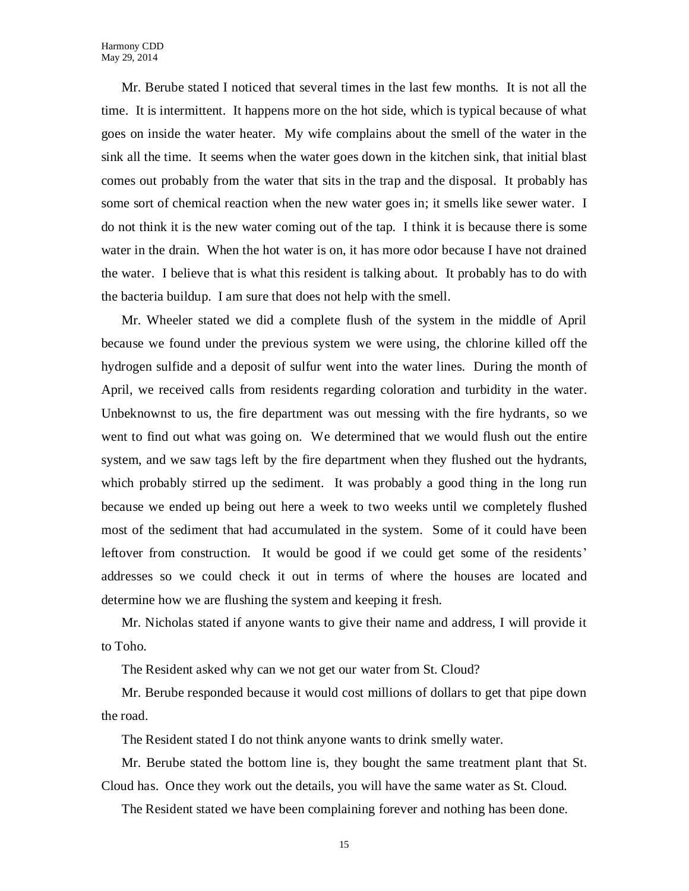Mr. Berube stated I noticed that several times in the last few months. It is not all the time. It is intermittent. It happens more on the hot side, which is typical because of what goes on inside the water heater. My wife complains about the smell of the water in the sink all the time. It seems when the water goes down in the kitchen sink, that initial blast comes out probably from the water that sits in the trap and the disposal. It probably has some sort of chemical reaction when the new water goes in; it smells like sewer water. I do not think it is the new water coming out of the tap. I think it is because there is some water in the drain. When the hot water is on, it has more odor because I have not drained the water. I believe that is what this resident is talking about. It probably has to do with the bacteria buildup. I am sure that does not help with the smell.

Mr. Wheeler stated we did a complete flush of the system in the middle of April because we found under the previous system we were using, the chlorine killed off the hydrogen sulfide and a deposit of sulfur went into the water lines. During the month of April, we received calls from residents regarding coloration and turbidity in the water. Unbeknownst to us, the fire department was out messing with the fire hydrants, so we went to find out what was going on. We determined that we would flush out the entire system, and we saw tags left by the fire department when they flushed out the hydrants, which probably stirred up the sediment. It was probably a good thing in the long run because we ended up being out here a week to two weeks until we completely flushed most of the sediment that had accumulated in the system. Some of it could have been leftover from construction. It would be good if we could get some of the residents' addresses so we could check it out in terms of where the houses are located and determine how we are flushing the system and keeping it fresh.

Mr. Nicholas stated if anyone wants to give their name and address, I will provide it to Toho.

The Resident asked why can we not get our water from St. Cloud?

Mr. Berube responded because it would cost millions of dollars to get that pipe down the road.

The Resident stated I do not think anyone wants to drink smelly water.

Mr. Berube stated the bottom line is, they bought the same treatment plant that St. Cloud has. Once they work out the details, you will have the same water as St. Cloud.

The Resident stated we have been complaining forever and nothing has been done.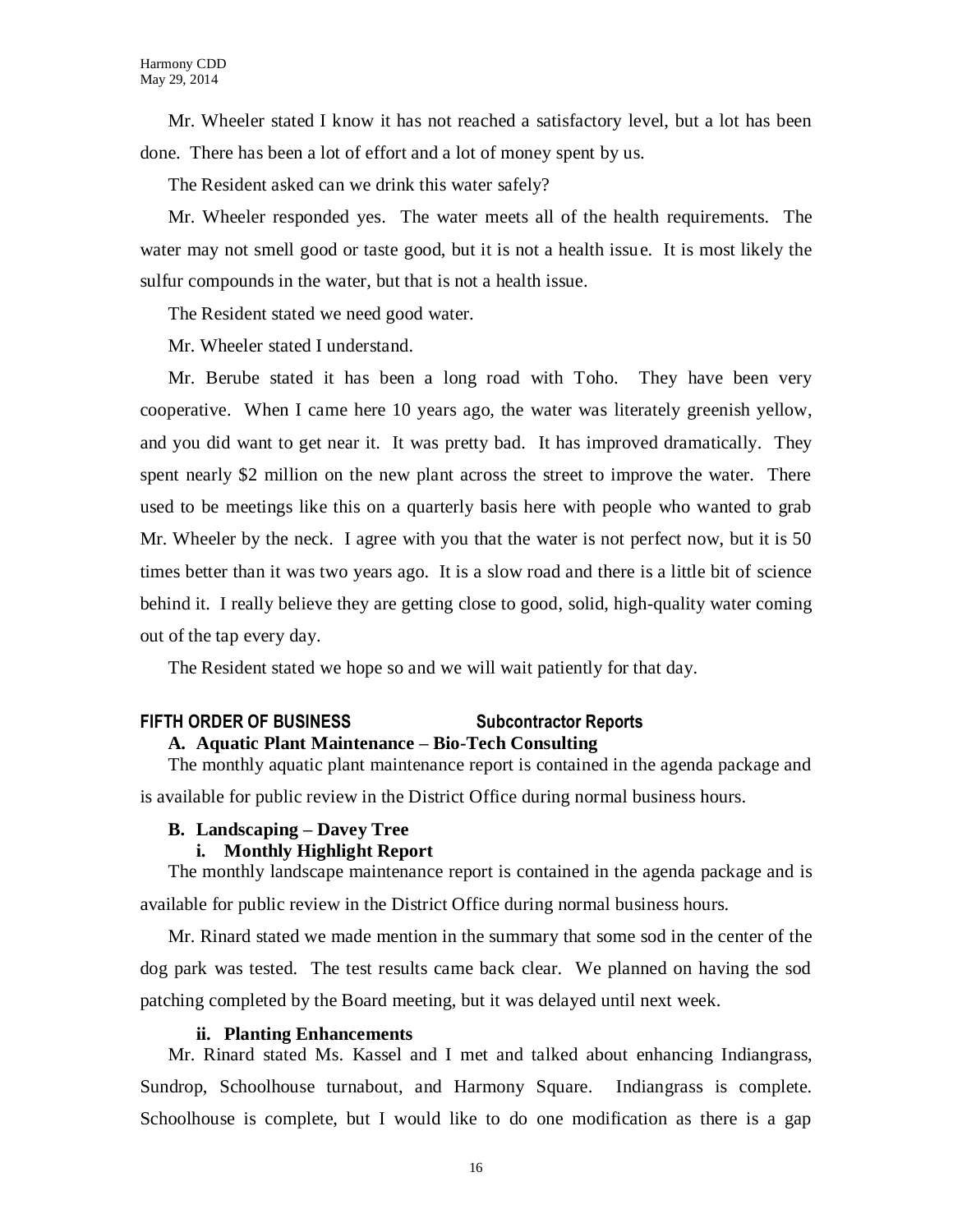Mr. Wheeler stated I know it has not reached a satisfactory level, but a lot has been done. There has been a lot of effort and a lot of money spent by us.

The Resident asked can we drink this water safely?

Mr. Wheeler responded yes. The water meets all of the health requirements. The water may not smell good or taste good, but it is not a health issue. It is most likely the sulfur compounds in the water, but that is not a health issue.

The Resident stated we need good water.

Mr. Wheeler stated I understand.

Mr. Berube stated it has been a long road with Toho. They have been very cooperative. When I came here 10 years ago, the water was literately greenish yellow, and you did want to get near it. It was pretty bad. It has improved dramatically. They spent nearly $2 million on the new plant across the street to improve the water. There used to be meetings like this on a quarterly basis here with people who wanted to grab Mr. Wheeler by the neck. I agree with you that the water is not perfect now, but it is 50 times better than it was two years ago. It is a slow road and there is a little bit of science behind it. I really believe they are getting close to good, solid, high-quality water coming out of the tap every day.

The Resident stated we hope so and we will wait patiently for that day.

## FIFTH ORDER OF BUSINESS Subcontractor Reports

### A. Aquatic Plant Maintenance – Bio-Tech Consulting

The monthly aquatic plant maintenance report is contained in the agenda package and is available for public review in the District Office during normal business hours.

### B. Landscaping – Davey Tree

#### i. Monthly Highlight Report

The monthly landscape maintenance report is contained in the agenda package and is available for public review in the District Office during normal business hours.

Mr. Rinard stated we made mention in the summary that some sod in the center of the dog park was tested. The test results came back clear. We planned on having the sod patching completed by the Board meeting, but it was delayed until next week.

#### ii. Planting Enhancements

Mr. Rinard stated Ms. Kassel and I met and talked about enhancing Indiangrass, Sundrop, Schoolhouse turnabout, and Harmony Square. Indiangrass is complete. Schoolhouse is complete, but I would like to do one modification as there is a gap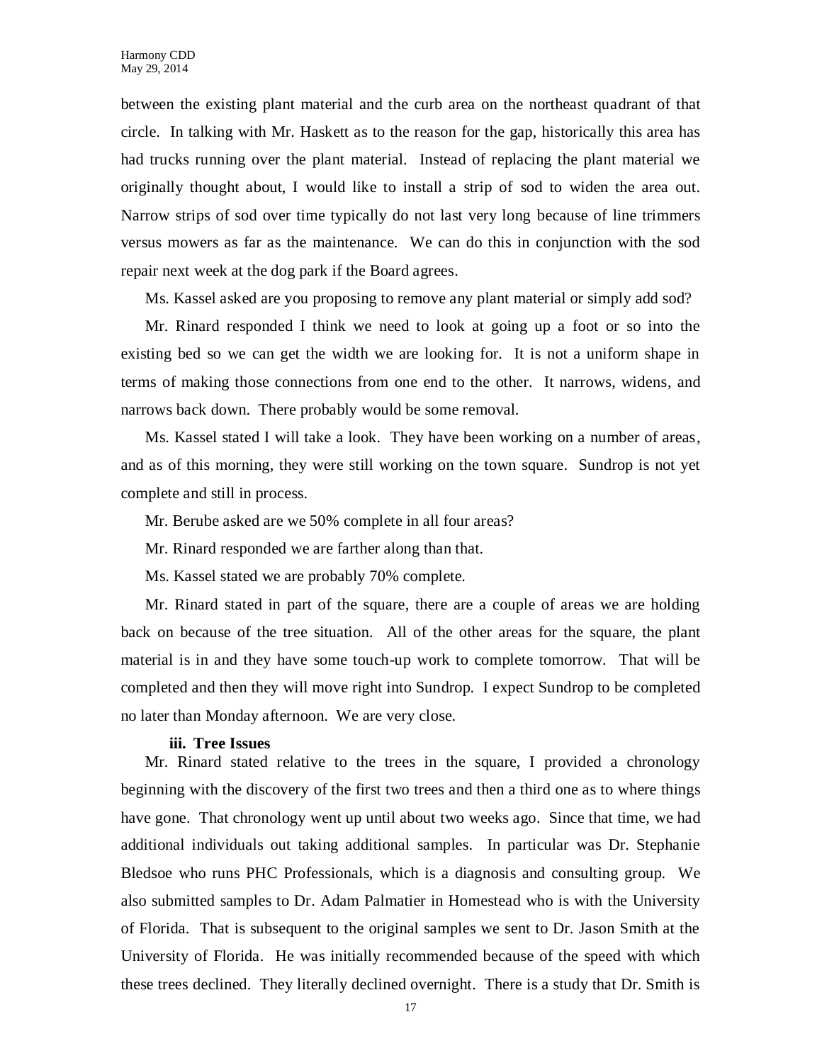between the existing plant material and the curb area on the northeast quadrant of that circle. In talking with Mr. Haskett as to the reason for the gap, historically this area has had trucks running over the plant material. Instead of replacing the plant material we originally thought about, I would like to install a strip of sod to widen the area out. Narrow strips of sod over time typically do not last very long because of line trimmers versus mowers as far as the maintenance. We can do this in conjunction with the sod repair next week at the dog park if the Board agrees.

Ms. Kassel asked are you proposing to remove any plant material or simply add sod?

Mr. Rinard responded I think we need to look at going up a foot or so into the existing bed so we can get the width we are looking for. It is not a uniform shape in terms of making those connections from one end to the other. It narrows, widens, and narrows back down. There probably would be some removal.

Ms. Kassel stated I will take a look. They have been working on a number of areas, and as of this morning, they were still working on the town square. Sundrop is not yet complete and still in process.

Mr. Berube asked are we 50% complete in all four areas?

Mr. Rinard responded we are farther along than that.

Ms. Kassel stated we are probably 70% complete.

Mr. Rinard stated in part of the square, there are a couple of areas we are holding back on because of the tree situation. All of the other areas for the square, the plant material is in and they have some touch-up work to complete tomorrow. That will be completed and then they will move right into Sundrop. I expect Sundrop to be completed no later than Monday afternoon. We are very close.

**iii. Tree Issues**

Mr. Rinard stated relative to the trees in the square, I provided a chronology beginning with the discovery of the first two trees and then a third one as to where things have gone. That chronology went up until about two weeks ago. Since that time, we had additional individuals out taking additional samples. In particular was Dr. Stephanie Bledsoe who runs PHC Professionals, which is a diagnosis and consulting group. We also submitted samples to Dr. Adam Palmatier in Homestead who is with the University of Florida. That is subsequent to the original samples we sent to Dr. Jason Smith at the University of Florida. He was initially recommended because of the speed with which these trees declined. They literally declined overnight. There is a study that Dr. Smith is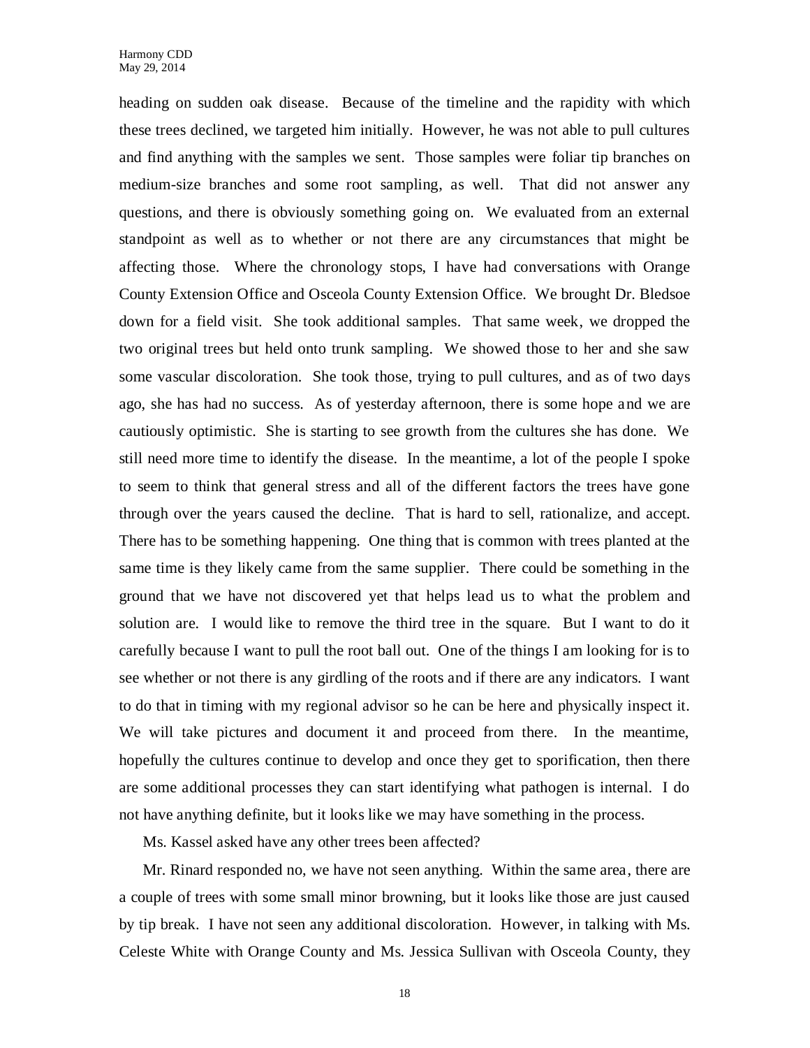heading on sudden oak disease. Because of the timeline and the rapidity with which these trees declined, we targeted him initially. However, he was not able to pull cultures and find anything with the samples we sent. Those samples were foliar tip branches on medium-size branches and some root sampling, as well. That did not answer any questions, and there is obviously something going on. We evaluated from an external standpoint as well as to whether or not there are any circumstances that might be affecting those. Where the chronology stops, I have had conversations with Orange County Extension Office and Osceola County Extension Office. We brought Dr. Bledsoe down for a field visit. She took additional samples. That same week, we dropped the two original trees but held onto trunk sampling. We showed those to her and she saw some vascular discoloration. She took those, trying to pull cultures, and as of two days ago, she has had no success. As of yesterday afternoon, there is some hope and we are cautiously optimistic. She is starting to see growth from the cultures she has done. We still need more time to identify the disease. In the meantime, a lot of the people I spoke to seem to think that general stress and all of the different factors the trees have gone through over the years caused the decline. That is hard to sell, rationalize, and accept. There has to be something happening. One thing that is common with trees planted at the same time is they likely came from the same supplier. There could be something in the ground that we have not discovered yet that helps lead us to what the problem and solution are. I would like to remove the third tree in the square. But I want to do it carefully because I want to pull the root ball out. One of the things I am looking for is to see whether or not there is any girdling of the roots and if there are any indicators. I want to do that in timing with my regional advisor so he can be here and physically inspect it. We will take pictures and document it and proceed from there. In the meantime, hopefully the cultures continue to develop and once they get to sporification, then there are some additional processes they can start identifying what pathogen is internal. I do not have anything definite, but it looks like we may have something in the process.

Ms. Kassel asked have any other trees been affected?

Mr. Rinard responded no, we have not seen anything. Within the same area, there are a couple of trees with some small minor browning, but it looks like those are just caused by tip break. I have not seen any additional discoloration. However, in talking with Ms. Celeste White with Orange County and Ms. Jessica Sullivan with Osceola County, they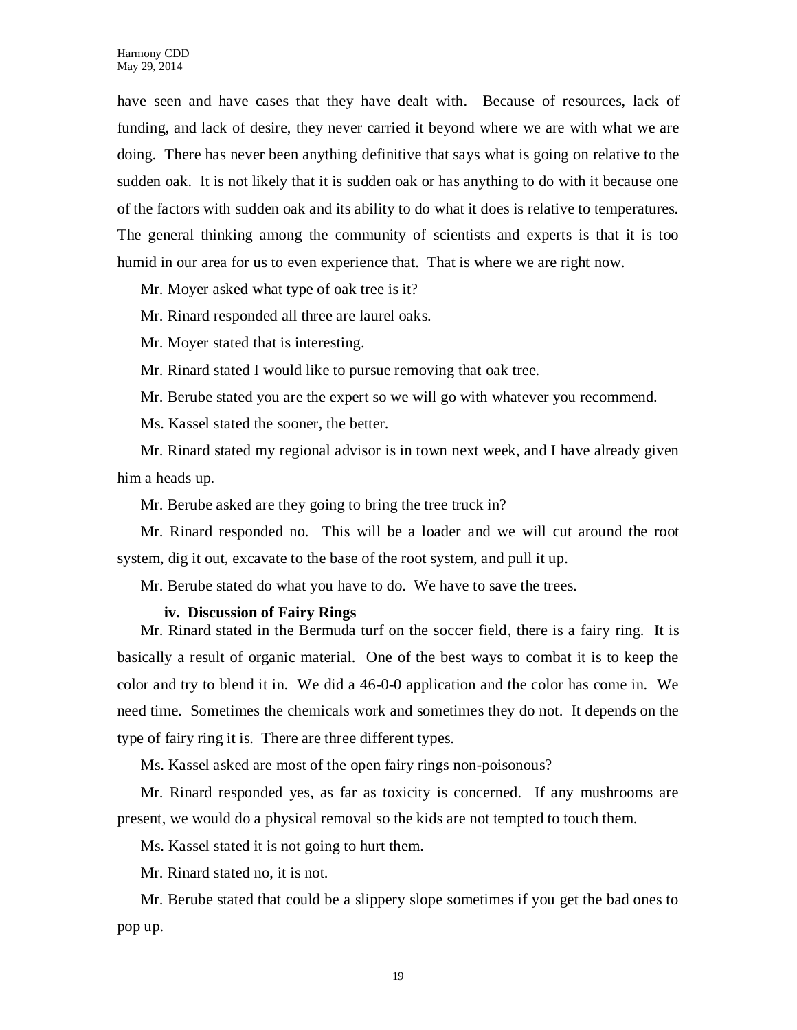have seen and have cases that they have dealt with. Because of resources, lack of funding, and lack of desire, they never carried it beyond where we are with what we are doing. There has never been anything definitive that says what is going on relative to the sudden oak. It is not likely that it is sudden oak or has anything to do with it because one of the factors with sudden oak and its ability to do what it does is relative to temperatures. The general thinking among the community of scientists and experts is that it is too humid in our area for us to even experience that. That is where we are right now.

Mr. Moyer asked what type of oak tree is it?

Mr. Rinard responded all three are laurel oaks.

Mr. Moyer stated that is interesting.

Mr. Rinard stated I would like to pursue removing that oak tree.

Mr. Berube stated you are the expert so we will go with whatever you recommend.

Ms. Kassel stated the sooner, the better.

Mr. Rinard stated my regional advisor is in town next week, and I have already given him a heads up.

Mr. Berube asked are they going to bring the tree truck in?

Mr. Rinard responded no. This will be a loader and we will cut around the root system, dig it out, excavate to the base of the root system, and pull it up.

Mr. Berube stated do what you have to do. We have to save the trees.

**iv. Discussion of Fairy Rings**

Mr. Rinard stated in the Bermuda turf on the soccer field, there is a fairy ring. It is basically a result of organic material. One of the best ways to combat it is to keep the color and try to blend it in. We did a 46-0-0 application and the color has come in. We need time. Sometimes the chemicals work and sometimes they do not. It depends on the type of fairy ring it is. There are three different types.

Ms. Kassel asked are most of the open fairy rings non-poisonous?

Mr. Rinard responded yes, as far as toxicity is concerned. If any mushrooms are present, we would do a physical removal so the kids are not tempted to touch them.

Ms. Kassel stated it is not going to hurt them.

Mr. Rinard stated no, it is not.

Mr. Berube stated that could be a slippery slope sometimes if you get the bad ones to pop up.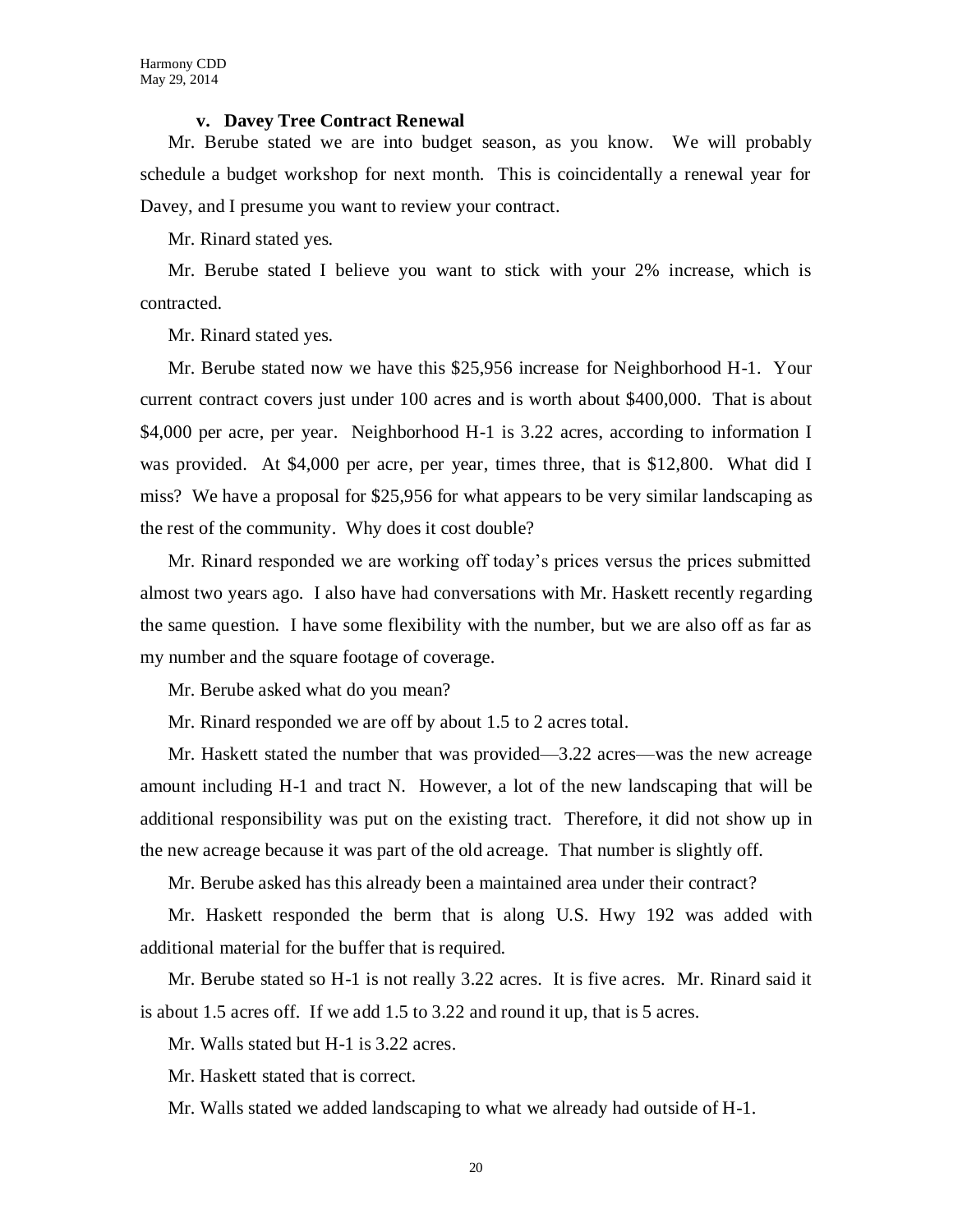**v. Davey Tree Contract Renewal**

Mr. Berube stated we are into budget season, as you know. We will probably schedule a budget workshop for next month. This is coincidentally a renewal year for Davey, and I presume you want to review your contract.

Mr. Rinard stated yes.

Mr. Berube stated I believe you want to stick with your 2% increase, which is contracted.

Mr. Rinard stated yes.

Mr. Berube stated now we have this $25,956 increase for Neighborhood H-1. Your current contract covers just under 100 acres and is worth about $400,000. That is about $4,000 per acre, per year. Neighborhood H-1 is 3.22 acres, according to information I was provided. At $4,000 per acre, per year, times three, that is $12,800. What did I miss? We have a proposal for $25,956 for what appears to be very similar landscaping as the rest of the community. Why does it cost double?

Mr. Rinard responded we are working off today's prices versus the prices submitted almost two years ago. I also have had conversations with Mr. Haskett recently regarding the same question. I have some flexibility with the number, but we are also off as far as my number and the square footage of coverage.

Mr. Berube asked what do you mean?

Mr. Rinard responded we are off by about 1.5 to 2 acres total.

Mr. Haskett stated the number that was provided—3.22 acres—was the new acreage amount including H-1 and tract N. However, a lot of the new landscaping that will be additional responsibility was put on the existing tract. Therefore, it did not show up in the new acreage because it was part of the old acreage. That number is slightly off.

Mr. Berube asked has this already been a maintained area under their contract?

Mr. Haskett responded the berm that is along U.S. Hwy 192 was added with additional material for the buffer that is required.

Mr. Berube stated so H-1 is not really 3.22 acres. It is five acres. Mr. Rinard said it is about 1.5 acres off. If we add 1.5 to 3.22 and round it up, that is 5 acres.

Mr. Walls stated but H-1 is 3.22 acres.

Mr. Haskett stated that is correct.

Mr. Walls stated we added landscaping to what we already had outside of H-1.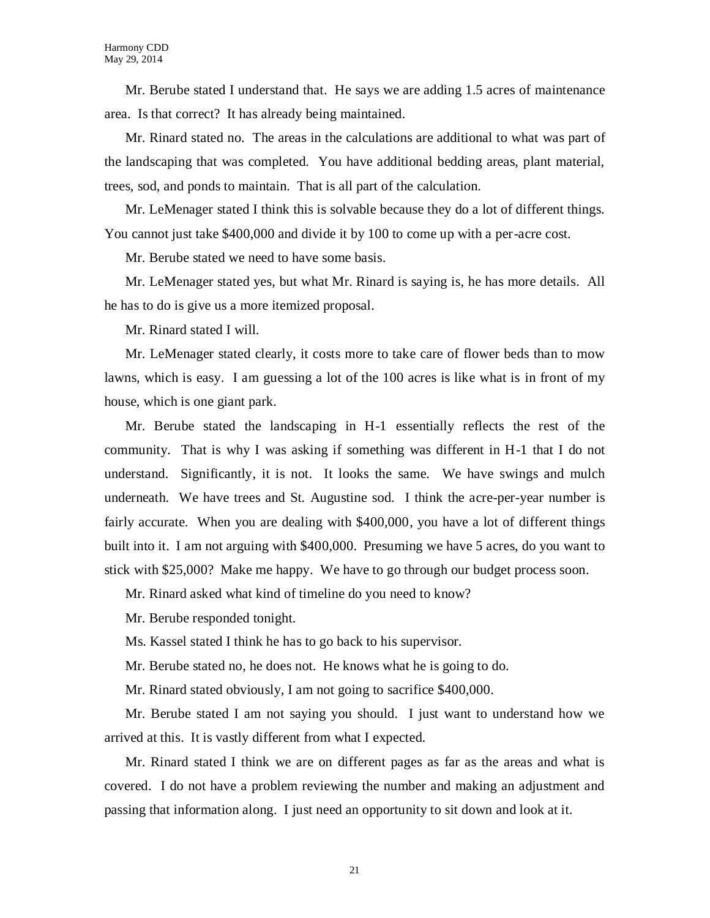Mr. Berube stated I understand that. He says we are adding 1.5 acres of maintenance area. Is that correct? It has already being maintained.

Mr. Rinard stated no. The areas in the calculations are additional to what was part of the landscaping that was completed. You have additional bedding areas, plant material, trees, sod, and ponds to maintain. That is all part of the calculation.

Mr. LeMenager stated I think this is solvable because they do a lot of different things. You cannot just take $400,000 and divide it by 100 to come up with a per-acre cost.

Mr. Berube stated we need to have some basis.

Mr. LeMenager stated yes, but what Mr. Rinard is saying is, he has more details. All he has to do is give us a more itemized proposal.

Mr. Rinard stated I will.

Mr. LeMenager stated clearly, it costs more to take care of flower beds than to mow lawns, which is easy. I am guessing a lot of the 100 acres is like what is in front of my house, which is one giant park.

Mr. Berube stated the landscaping in H-1 essentially reflects the rest of the community. That is why I was asking if something was different in H-1 that I do not understand. Significantly, it is not. It looks the same. We have swings and mulch underneath. We have trees and St. Augustine sod. I think the acre-per-year number is fairly accurate. When you are dealing with $400,000, you have a lot of different things built into it. I am not arguing with $400,000. Presuming we have 5 acres, do you want to stick with $25,000? Make me happy. We have to go through our budget process soon.

Mr. Rinard asked what kind of timeline do you need to know?

Mr. Berube responded tonight.

Ms. Kassel stated I think he has to go back to his supervisor.

Mr. Berube stated no, he does not. He knows what he is going to do.

Mr. Rinard stated obviously, I am not going to sacrifice $400,000.

Mr. Berube stated I am not saying you should. I just want to understand how we arrived at this. It is vastly different from what I expected.

Mr. Rinard stated I think we are on different pages as far as the areas and what is covered. I do not have a problem reviewing the number and making an adjustment and passing that information along. I just need an opportunity to sit down and look at it.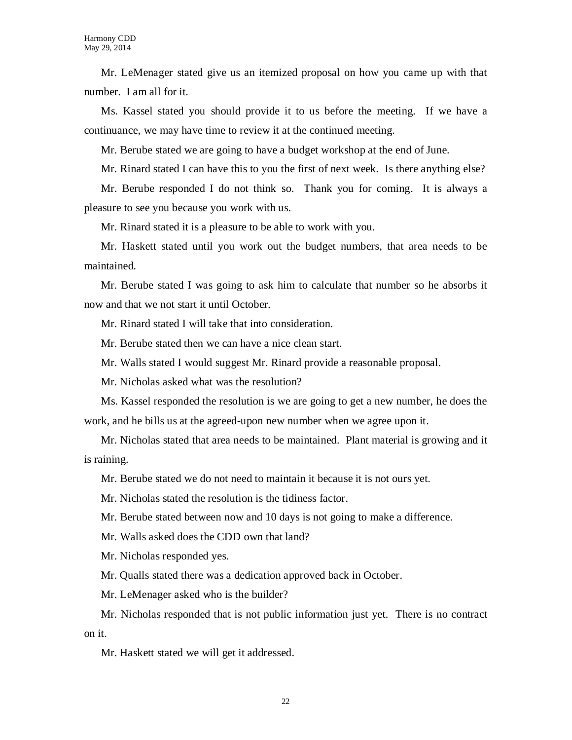Mr. LeMenager stated give us an itemized proposal on how you came up with that number. I am all for it.

Ms. Kassel stated you should provide it to us before the meeting. If we have a continuance, we may have time to review it at the continued meeting.

Mr. Berube stated we are going to have a budget workshop at the end of June.

Mr. Rinard stated I can have this to you the first of next week. Is there anything else?

Mr. Berube responded I do not think so. Thank you for coming. It is always a pleasure to see you because you work with us.

Mr. Rinard stated it is a pleasure to be able to work with you.

Mr. Haskett stated until you work out the budget numbers, that area needs to be maintained.

Mr. Berube stated I was going to ask him to calculate that number so he absorbs it now and that we not start it until October.

Mr. Rinard stated I will take that into consideration.

Mr. Berube stated then we can have a nice clean start.

Mr. Walls stated I would suggest Mr. Rinard provide a reasonable proposal.

Mr. Nicholas asked what was the resolution?

Ms. Kassel responded the resolution is we are going to get a new number, he does the work, and he bills us at the agreed-upon new number when we agree upon it.

Mr. Nicholas stated that area needs to be maintained. Plant material is growing and it is raining.

Mr. Berube stated we do not need to maintain it because it is not ours yet.

Mr. Nicholas stated the resolution is the tidiness factor.

Mr. Berube stated between now and 10 days is not going to make a difference.

Mr. Walls asked does the CDD own that land?

Mr. Nicholas responded yes.

Mr. Qualls stated there was a dedication approved back in October.

Mr. LeMenager asked who is the builder?

Mr. Nicholas responded that is not public information just yet. There is no contract on it.

Mr. Haskett stated we will get it addressed.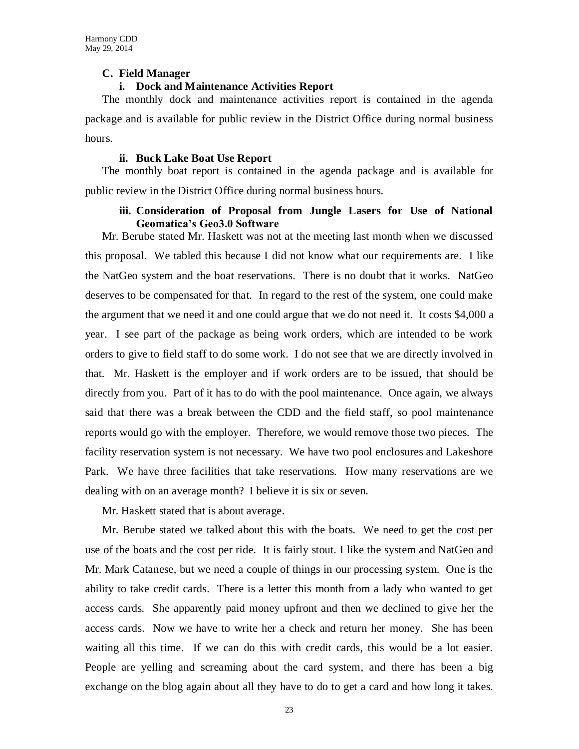### C. Field Manager

#### i. Dock and Maintenance Activities Report

The monthly dock and maintenance activities report is contained in the agenda package and is available for public review in the District Office during normal business hours.

#### ii. Buck Lake Boat Use Report

The monthly boat report is contained in the agenda package and is available for public review in the District Office during normal business hours.

#### iii. Consideration of Proposal from Jungle Lasers for Use of National Geomatica's Geo3.0 Software

Mr. Berube stated Mr. Haskett was not at the meeting last month when we discussed this proposal. We tabled this because I did not know what our requirements are. I like the NatGeo system and the boat reservations. There is no doubt that it works. NatGeo deserves to be compensated for that. In regard to the rest of the system, one could make the argument that we need it and one could argue that we do not need it. It costs $4,000 a year. I see part of the package as being work orders, which are intended to be work orders to give to field staff to do some work. I do not see that we are directly involved in that. Mr. Haskett is the employer and if work orders are to be issued, that should be directly from you. Part of it has to do with the pool maintenance. Once again, we always said that there was a break between the CDD and the field staff, so pool maintenance reports would go with the employer. Therefore, we would remove those two pieces. The facility reservation system is not necessary. We have two pool enclosures and Lakeshore Park. We have three facilities that take reservations. How many reservations are we dealing with on an average month? I believe it is six or seven.

Mr. Haskett stated that is about average.

Mr. Berube stated we talked about this with the boats. We need to get the cost per use of the boats and the cost per ride. It is fairly stout. I like the system and NatGeo and Mr. Mark Catanese, but we need a couple of things in our processing system. One is the ability to take credit cards. There is a letter this month from a lady who wanted to get access cards. She apparently paid money upfront and then we declined to give her the access cards. Now we have to write her a check and return her money. She has been waiting all this time. If we can do this with credit cards, this would be a lot easier. People are yelling and screaming about the card system, and there has been a big exchange on the blog again about all they have to do to get a card and how long it takes.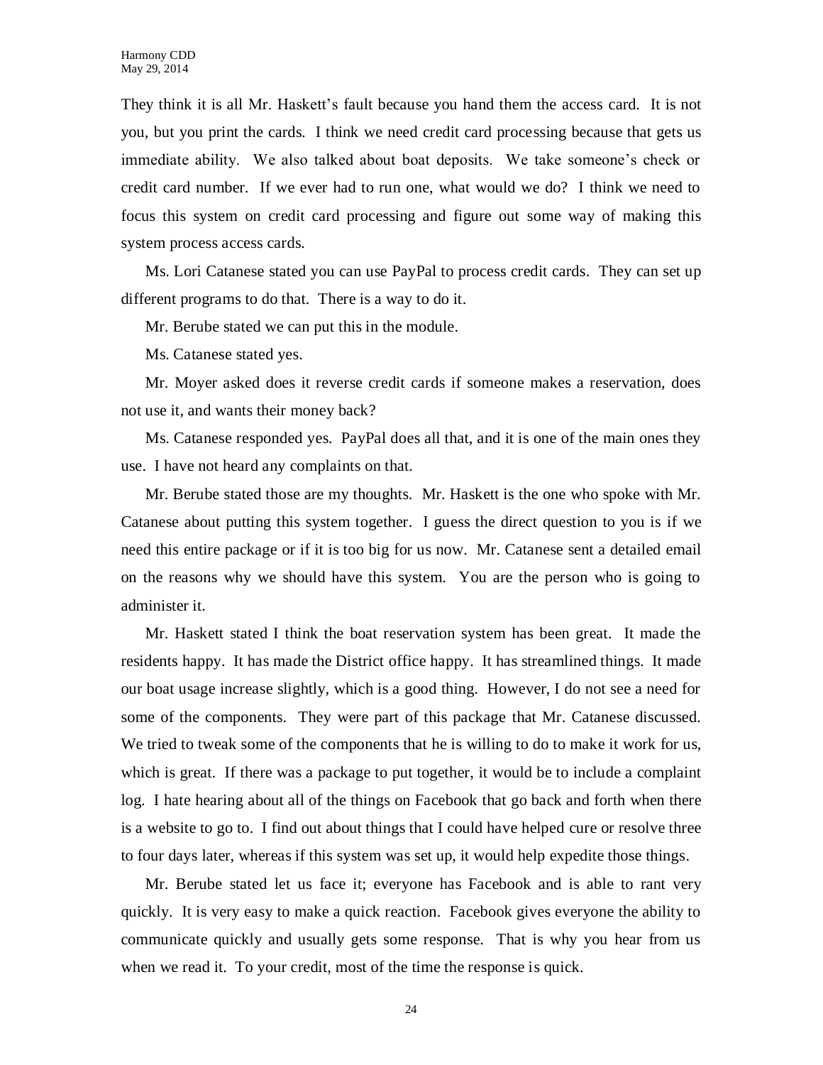They think it is all Mr. Haskett's fault because you hand them the access card. It is not you, but you print the cards. I think we need credit card processing because that gets us immediate ability. We also talked about boat deposits. We take someone's check or credit card number. If we ever had to run one, what would we do? I think we need to focus this system on credit card processing and figure out some way of making this system process access cards.

Ms. Lori Catanese stated you can use PayPal to process credit cards. They can set up different programs to do that. There is a way to do it.

Mr. Berube stated we can put this in the module.

Ms. Catanese stated yes.

Mr. Moyer asked does it reverse credit cards if someone makes a reservation, does not use it, and wants their money back?

Ms. Catanese responded yes. PayPal does all that, and it is one of the main ones they use. I have not heard any complaints on that.

Mr. Berube stated those are my thoughts. Mr. Haskett is the one who spoke with Mr. Catanese about putting this system together. I guess the direct question to you is if we need this entire package or if it is too big for us now. Mr. Catanese sent a detailed email on the reasons why we should have this system. You are the person who is going to administer it.

Mr. Haskett stated I think the boat reservation system has been great. It made the residents happy. It has made the District office happy. It has streamlined things. It made our boat usage increase slightly, which is a good thing. However, I do not see a need for some of the components. They were part of this package that Mr. Catanese discussed. We tried to tweak some of the components that he is willing to do to make it work for us, which is great. If there was a package to put together, it would be to include a complaint log. I hate hearing about all of the things on Facebook that go back and forth when there is a website to go to. I find out about things that I could have helped cure or resolve three to four days later, whereas if this system was set up, it would help expedite those things.

Mr. Berube stated let us face it; everyone has Facebook and is able to rant very quickly. It is very easy to make a quick reaction. Facebook gives everyone the ability to communicate quickly and usually gets some response. That is why you hear from us when we read it. To your credit, most of the time the response is quick.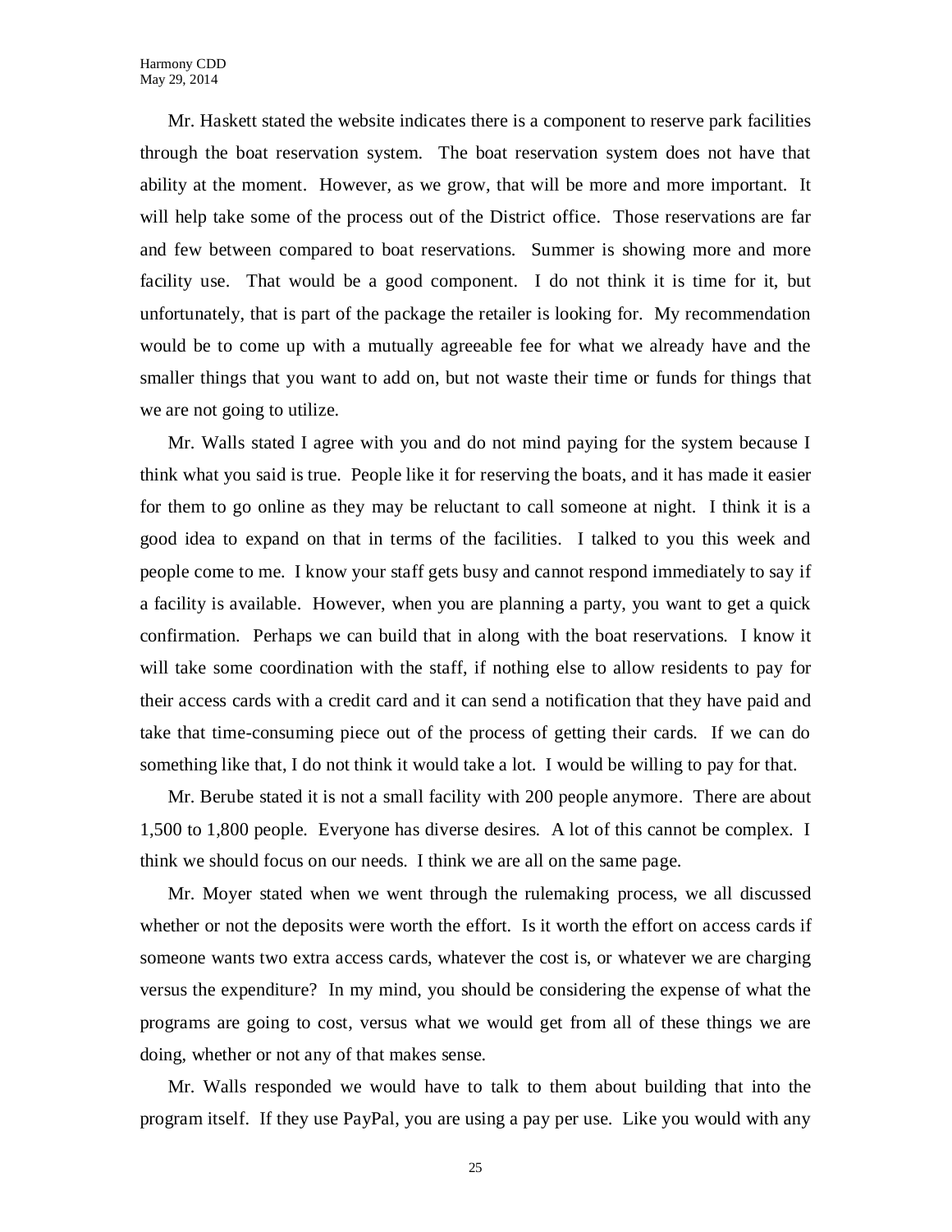Mr. Haskett stated the website indicates there is a component to reserve park facilities through the boat reservation system. The boat reservation system does not have that ability at the moment. However, as we grow, that will be more and more important. It will help take some of the process out of the District office. Those reservations are far and few between compared to boat reservations. Summer is showing more and more facility use. That would be a good component. I do not think it is time for it, but unfortunately, that is part of the package the retailer is looking for. My recommendation would be to come up with a mutually agreeable fee for what we already have and the smaller things that you want to add on, but not waste their time or funds for things that we are not going to utilize.

Mr. Walls stated I agree with you and do not mind paying for the system because I think what you said is true. People like it for reserving the boats, and it has made it easier for them to go online as they may be reluctant to call someone at night. I think it is a good idea to expand on that in terms of the facilities. I talked to you this week and people come to me. I know your staff gets busy and cannot respond immediately to say if a facility is available. However, when you are planning a party, you want to get a quick confirmation. Perhaps we can build that in along with the boat reservations. I know it will take some coordination with the staff, if nothing else to allow residents to pay for their access cards with a credit card and it can send a notification that they have paid and take that time-consuming piece out of the process of getting their cards. If we can do something like that, I do not think it would take a lot. I would be willing to pay for that.

Mr. Berube stated it is not a small facility with 200 people anymore. There are about 1,500 to 1,800 people. Everyone has diverse desires. A lot of this cannot be complex. I think we should focus on our needs. I think we are all on the same page.

Mr. Moyer stated when we went through the rulemaking process, we all discussed whether or not the deposits were worth the effort. Is it worth the effort on access cards if someone wants two extra access cards, whatever the cost is, or whatever we are charging versus the expenditure? In my mind, you should be considering the expense of what the programs are going to cost, versus what we would get from all of these things we are doing, whether or not any of that makes sense.

Mr. Walls responded we would have to talk to them about building that into the program itself. If they use PayPal, you are using a pay per use. Like you would with any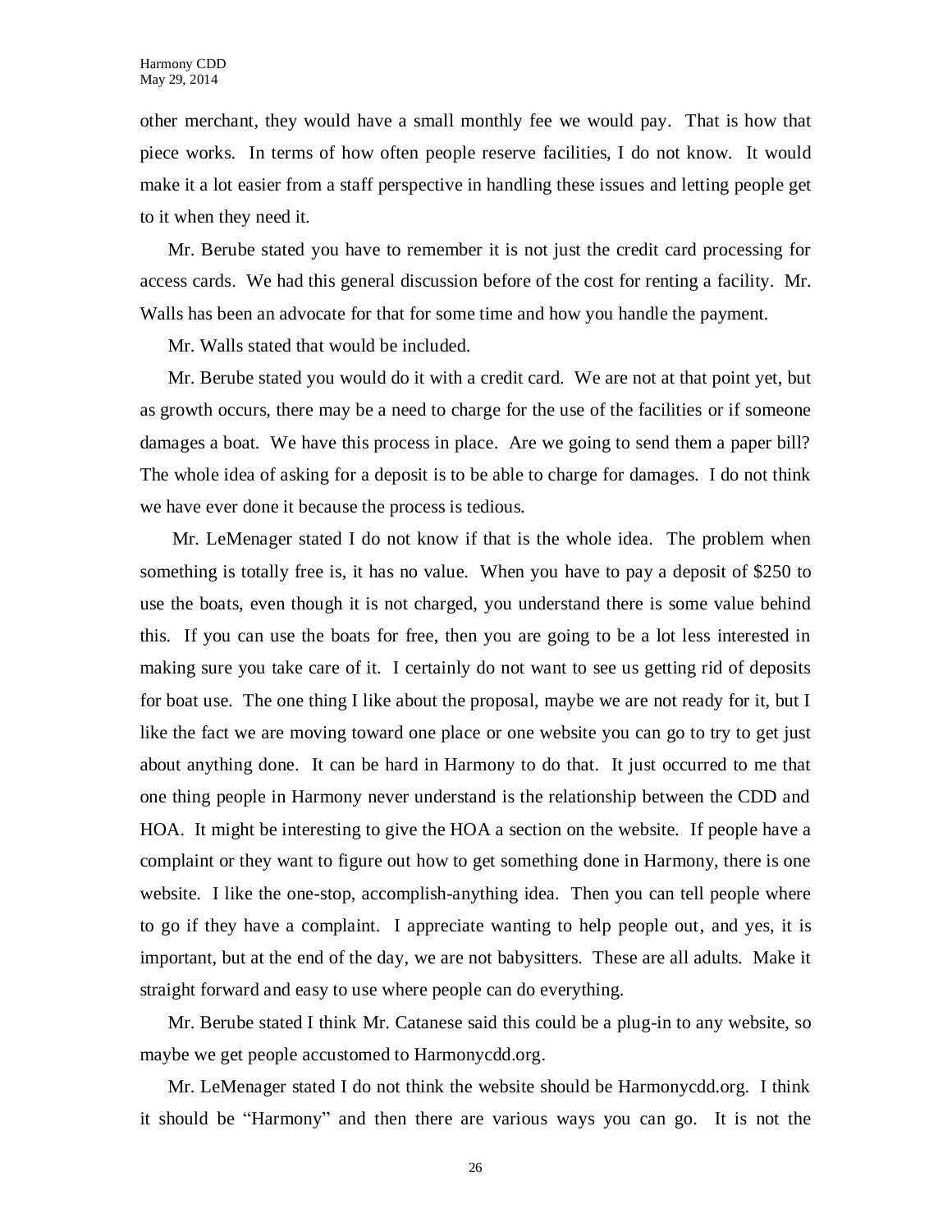other merchant, they would have a small monthly fee we would pay. That is how that piece works. In terms of how often people reserve facilities, I do not know. It would make it a lot easier from a staff perspective in handling these issues and letting people get to it when they need it.

Mr. Berube stated you have to remember it is not just the credit card processing for access cards. We had this general discussion before of the cost for renting a facility. Mr. Walls has been an advocate for that for some time and how you handle the payment.

Mr. Walls stated that would be included.

Mr. Berube stated you would do it with a credit card. We are not at that point yet, but as growth occurs, there may be a need to charge for the use of the facilities or if someone damages a boat. We have this process in place. Are we going to send them a paper bill? The whole idea of asking for a deposit is to be able to charge for damages. I do not think we have ever done it because the process is tedious.

Mr. LeMenager stated I do not know if that is the whole idea. The problem when something is totally free is, it has no value. When you have to pay a deposit of $250 to use the boats, even though it is not charged, you understand there is some value behind this. If you can use the boats for free, then you are going to be a lot less interested in making sure you take care of it. I certainly do not want to see us getting rid of deposits for boat use. The one thing I like about the proposal, maybe we are not ready for it, but I like the fact we are moving toward one place or one website you can go to try to get just about anything done. It can be hard in Harmony to do that. It just occurred to me that one thing people in Harmony never understand is the relationship between the CDD and HOA. It might be interesting to give the HOA a section on the website. If people have a complaint or they want to figure out how to get something done in Harmony, there is one website. I like the one-stop, accomplish-anything idea. Then you can tell people where to go if they have a complaint. I appreciate wanting to help people out, and yes, it is important, but at the end of the day, we are not babysitters. These are all adults. Make it straight forward and easy to use where people can do everything.

Mr. Berube stated I think Mr. Catanese said this could be a plug-in to any website, so maybe we get people accustomed to Harmonycdd.org.

Mr. LeMenager stated I do not think the website should be Harmonycdd.org. I think it should be "Harmony" and then there are various ways you can go. It is not the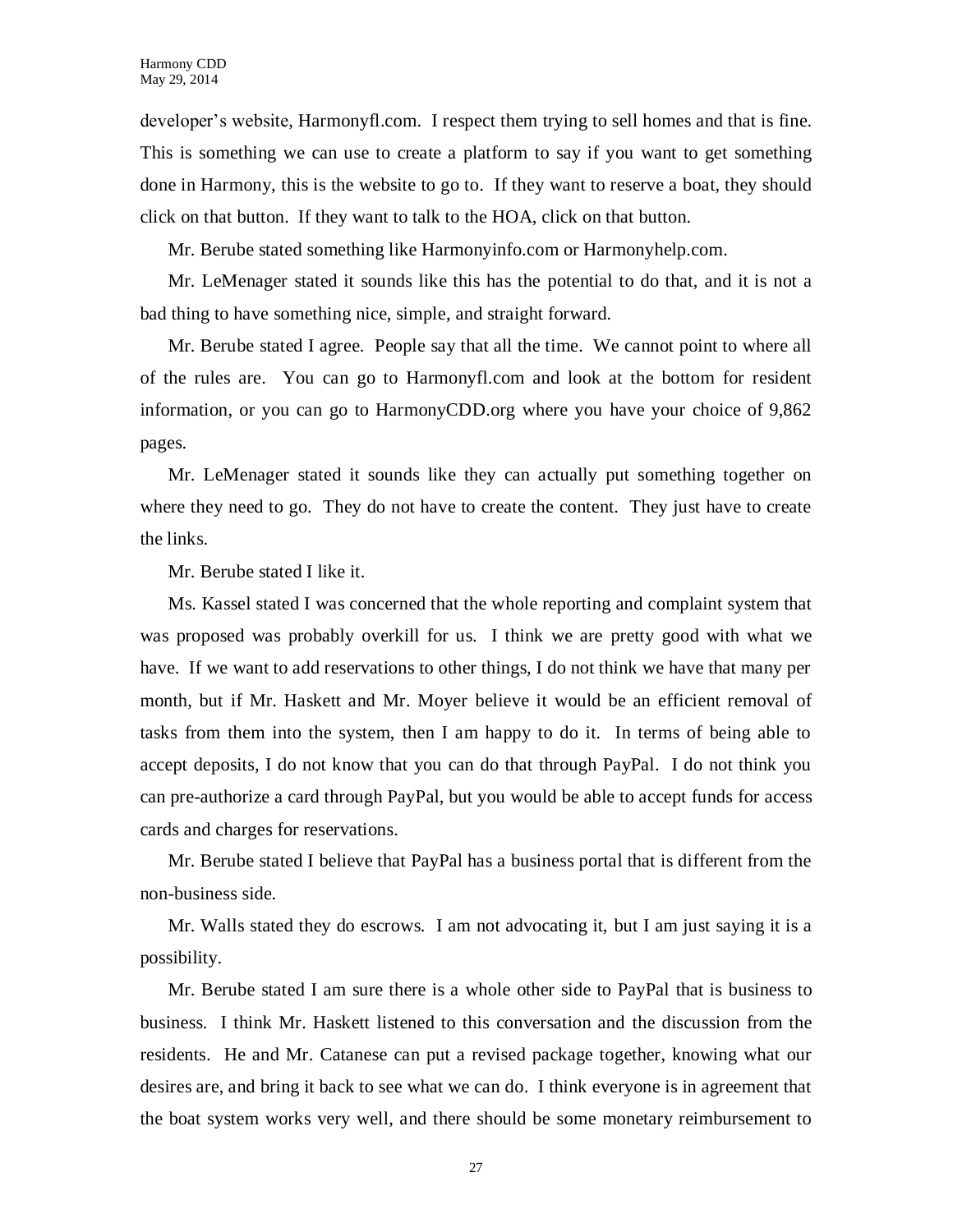developer's website, Harmonyfl.com. I respect them trying to sell homes and that is fine. This is something we can use to create a platform to say if you want to get something done in Harmony, this is the website to go to. If they want to reserve a boat, they should click on that button. If they want to talk to the HOA, click on that button.

Mr. Berube stated something like Harmonyinfo.com or Harmonyhelp.com.

Mr. LeMenager stated it sounds like this has the potential to do that, and it is not a bad thing to have something nice, simple, and straight forward.

Mr. Berube stated I agree. People say that all the time. We cannot point to where all of the rules are. You can go to Harmonyfl.com and look at the bottom for resident information, or you can go to HarmonyCDD.org where you have your choice of 9,862 pages.

Mr. LeMenager stated it sounds like they can actually put something together on where they need to go. They do not have to create the content. They just have to create the links.

Mr. Berube stated I like it.

Ms. Kassel stated I was concerned that the whole reporting and complaint system that was proposed was probably overkill for us. I think we are pretty good with what we have. If we want to add reservations to other things, I do not think we have that many per month, but if Mr. Haskett and Mr. Moyer believe it would be an efficient removal of tasks from them into the system, then I am happy to do it. In terms of being able to accept deposits, I do not know that you can do that through PayPal. I do not think you can pre-authorize a card through PayPal, but you would be able to accept funds for access cards and charges for reservations.

Mr. Berube stated I believe that PayPal has a business portal that is different from the non-business side.

Mr. Walls stated they do escrows. I am not advocating it, but I am just saying it is a possibility.

Mr. Berube stated I am sure there is a whole other side to PayPal that is business to business. I think Mr. Haskett listened to this conversation and the discussion from the residents. He and Mr. Catanese can put a revised package together, knowing what our desires are, and bring it back to see what we can do. I think everyone is in agreement that the boat system works very well, and there should be some monetary reimbursement to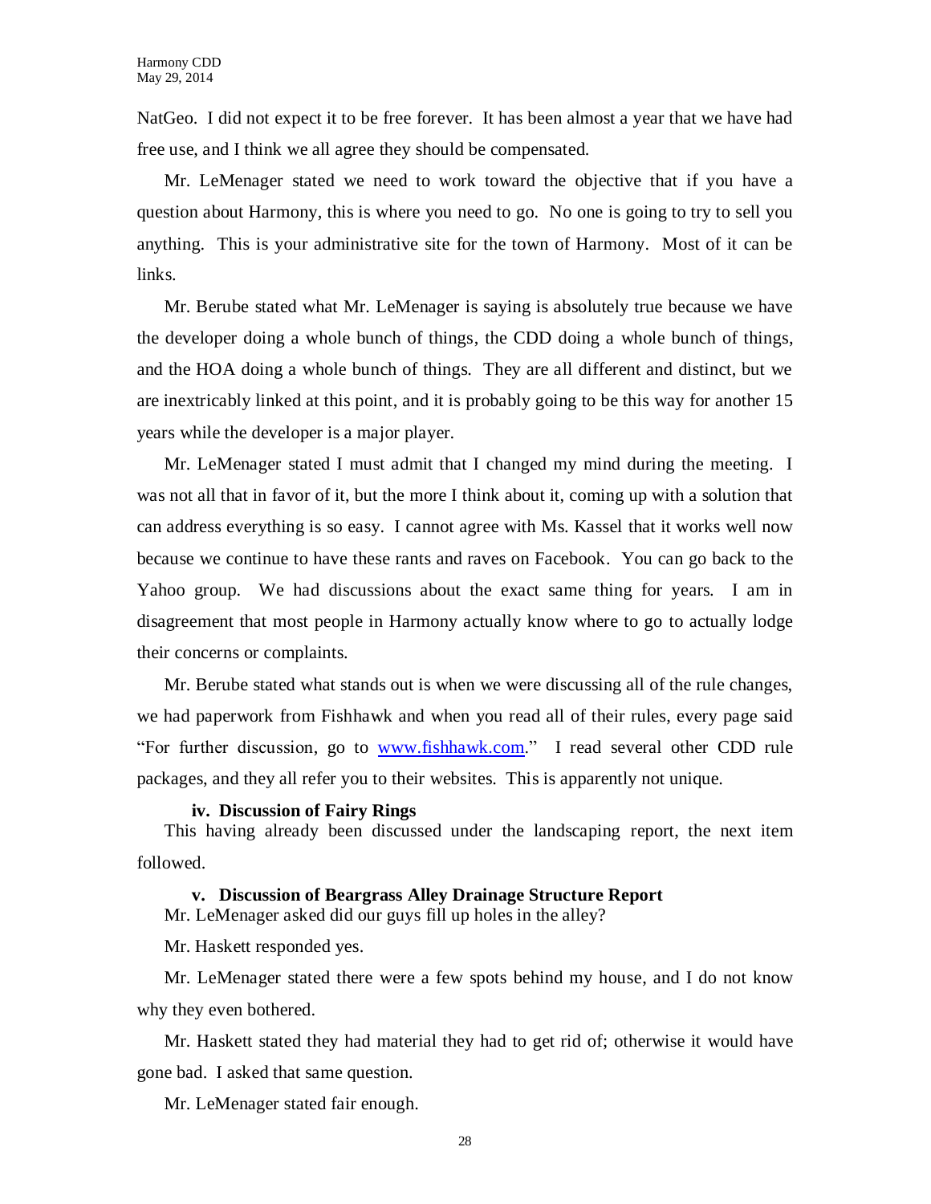NatGeo. I did not expect it to be free forever. It has been almost a year that we have had free use, and I think we all agree they should be compensated.

Mr. LeMenager stated we need to work toward the objective that if you have a question about Harmony, this is where you need to go. No one is going to try to sell you anything. This is your administrative site for the town of Harmony. Most of it can be links.

Mr. Berube stated what Mr. LeMenager is saying is absolutely true because we have the developer doing a whole bunch of things, the CDD doing a whole bunch of things, and the HOA doing a whole bunch of things. They are all different and distinct, but we are inextricably linked at this point, and it is probably going to be this way for another 15 years while the developer is a major player.

Mr. LeMenager stated I must admit that I changed my mind during the meeting. I was not all that in favor of it, but the more I think about it, coming up with a solution that can address everything is so easy. I cannot agree with Ms. Kassel that it works well now because we continue to have these rants and raves on Facebook. You can go back to the Yahoo group. We had discussions about the exact same thing for years. I am in disagreement that most people in Harmony actually know where to go to actually lodge their concerns or complaints.

Mr. Berube stated what stands out is when we were discussing all of the rule changes, we had paperwork from Fishhawk and when you read all of their rules, every page said "For further discussion, go to [www.fishhawk.com](http://www.fishhawk.com)." I read several other CDD rule packages, and they all refer you to their websites. This is apparently not unique.

**iv. Discussion of Fairy Rings**

This having already been discussed under the landscaping report, the next item followed.

**v. Discussion of Beargrass Alley Drainage Structure Report**

Mr. LeMenager asked did our guys fill up holes in the alley?

Mr. Haskett responded yes.

Mr. LeMenager stated there were a few spots behind my house, and I do not know why they even bothered.

Mr. Haskett stated they had material they had to get rid of; otherwise it would have gone bad. I asked that same question.

Mr. LeMenager stated fair enough.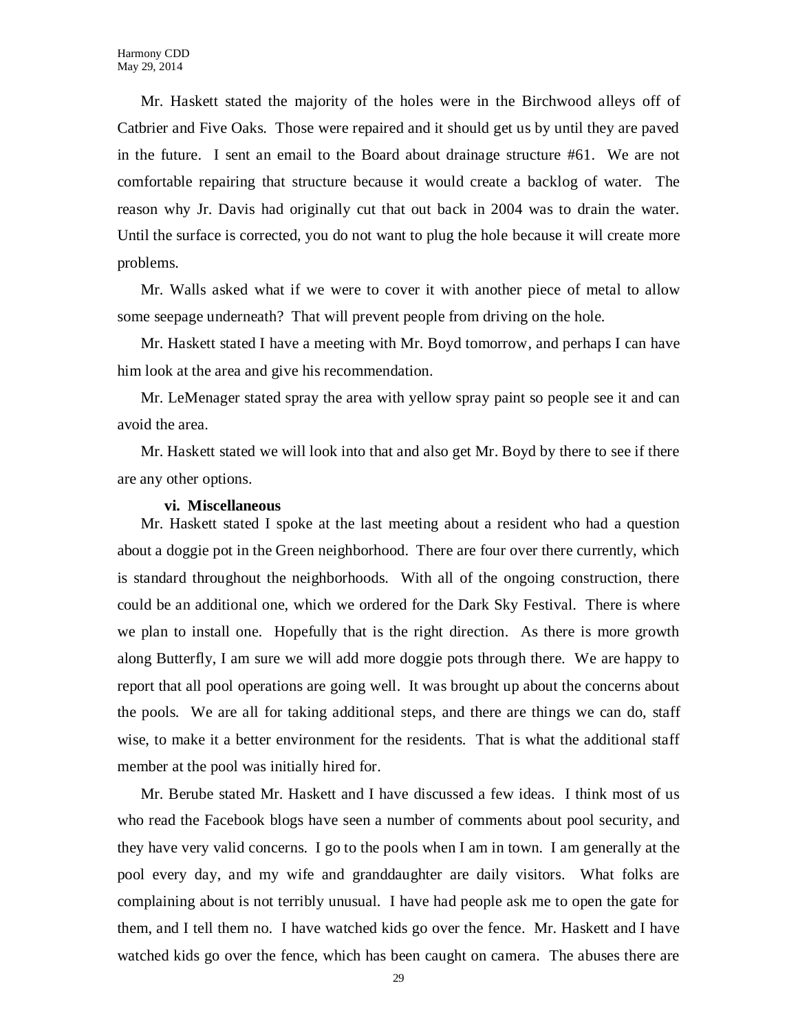Mr. Haskett stated the majority of the holes were in the Birchwood alleys off of Catbrier and Five Oaks. Those were repaired and it should get us by until they are paved in the future. I sent an email to the Board about drainage structure #61. We are not comfortable repairing that structure because it would create a backlog of water. The reason why Jr. Davis had originally cut that out back in 2004 was to drain the water. Until the surface is corrected, you do not want to plug the hole because it will create more problems.

Mr. Walls asked what if we were to cover it with another piece of metal to allow some seepage underneath? That will prevent people from driving on the hole.

Mr. Haskett stated I have a meeting with Mr. Boyd tomorrow, and perhaps I can have him look at the area and give his recommendation.

Mr. LeMenager stated spray the area with yellow spray paint so people see it and can avoid the area.

Mr. Haskett stated we will look into that and also get Mr. Boyd by there to see if there are any other options.

**vi. Miscellaneous**

Mr. Haskett stated I spoke at the last meeting about a resident who had a question about a doggie pot in the Green neighborhood. There are four over there currently, which is standard throughout the neighborhoods. With all of the ongoing construction, there could be an additional one, which we ordered for the Dark Sky Festival. There is where we plan to install one. Hopefully that is the right direction. As there is more growth along Butterfly, I am sure we will add more doggie pots through there. We are happy to report that all pool operations are going well. It was brought up about the concerns about the pools. We are all for taking additional steps, and there are things we can do, staff wise, to make it a better environment for the residents. That is what the additional staff member at the pool was initially hired for.

Mr. Berube stated Mr. Haskett and I have discussed a few ideas. I think most of us who read the Facebook blogs have seen a number of comments about pool security, and they have very valid concerns. I go to the pools when I am in town. I am generally at the pool every day, and my wife and granddaughter are daily visitors. What folks are complaining about is not terribly unusual. I have had people ask me to open the gate for them, and I tell them no. I have watched kids go over the fence. Mr. Haskett and I have watched kids go over the fence, which has been caught on camera. The abuses there are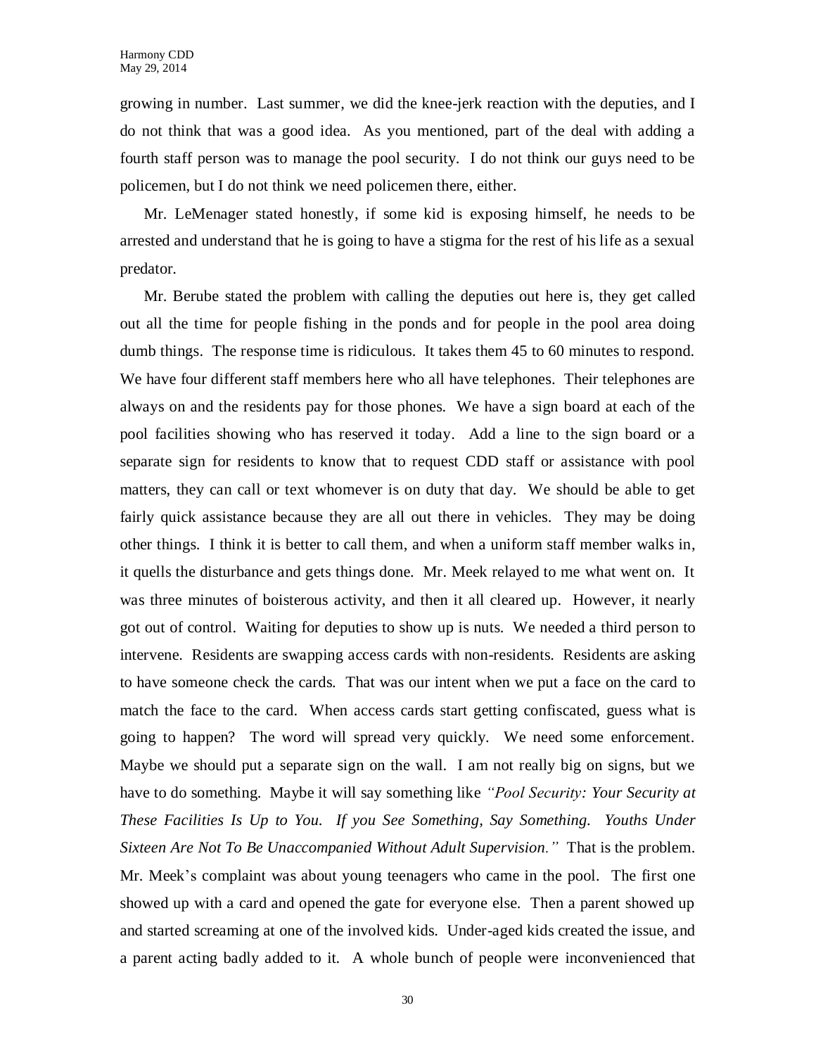growing in number. Last summer, we did the knee-jerk reaction with the deputies, and I do not think that was a good idea. As you mentioned, part of the deal with adding a fourth staff person was to manage the pool security. I do not think our guys need to be policemen, but I do not think we need policemen there, either.

Mr. LeMenager stated honestly, if some kid is exposing himself, he needs to be arrested and understand that he is going to have a stigma for the rest of his life as a sexual predator.

Mr. Berube stated the problem with calling the deputies out here is, they get called out all the time for people fishing in the ponds and for people in the pool area doing dumb things. The response time is ridiculous. It takes them 45 to 60 minutes to respond. We have four different staff members here who all have telephones. Their telephones are always on and the residents pay for those phones. We have a sign board at each of the pool facilities showing who has reserved it today. Add a line to the sign board or a separate sign for residents to know that to request CDD staff or assistance with pool matters, they can call or text whomever is on duty that day. We should be able to get fairly quick assistance because they are all out there in vehicles. They may be doing other things. I think it is better to call them, and when a uniform staff member walks in, it quells the disturbance and gets things done. Mr. Meek relayed to me what went on. It was three minutes of boisterous activity, and then it all cleared up. However, it nearly got out of control. Waiting for deputies to show up is nuts. We needed a third person to intervene. Residents are swapping access cards with non-residents. Residents are asking to have someone check the cards. That was our intent when we put a face on the card to match the face to the card. When access cards start getting confiscated, guess what is going to happen? The word will spread very quickly. We need some enforcement. Maybe we should put a separate sign on the wall. I am not really big on signs, but we have to do something. Maybe it will say something like *"Pool Security: Your Security at These Facilities Is Up to You. If you See Something, Say Something. Youths Under Sixteen Are Not To Be Unaccompanied Without Adult Supervision."* That is the problem. Mr. Meek's complaint was about young teenagers who came in the pool. The first one showed up with a card and opened the gate for everyone else. Then a parent showed up and started screaming at one of the involved kids. Under-aged kids created the issue, and a parent acting badly added to it. A whole bunch of people were inconvenienced that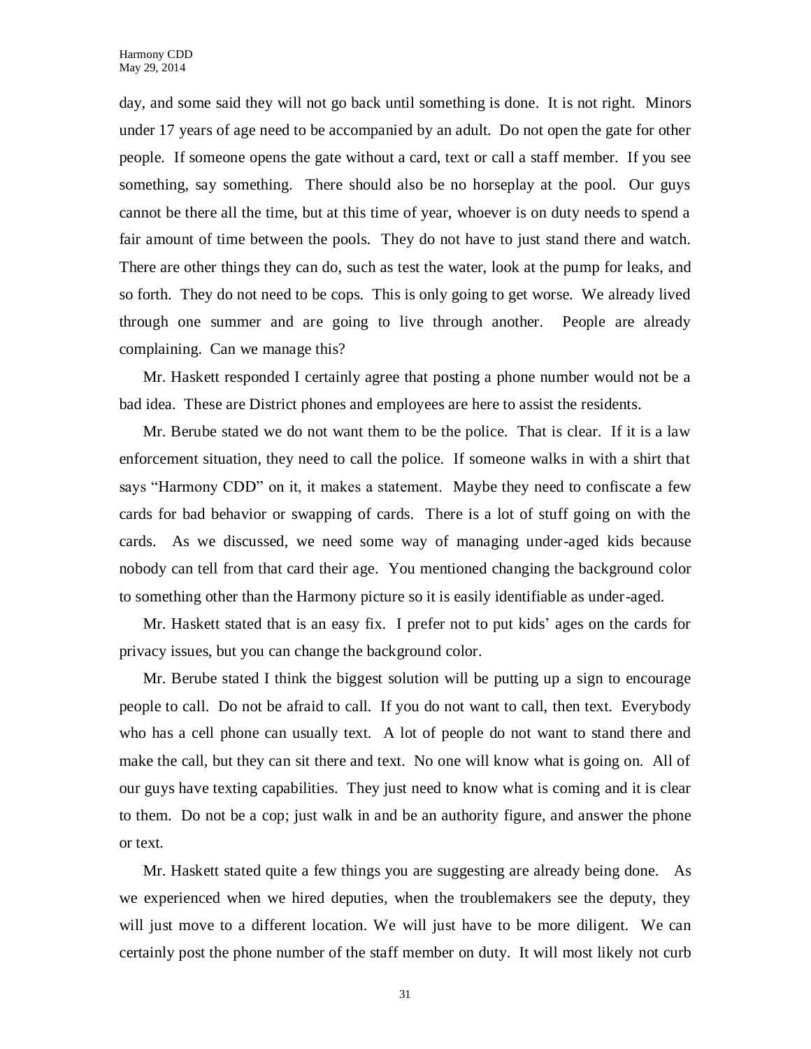day, and some said they will not go back until something is done. It is not right. Minors under 17 years of age need to be accompanied by an adult. Do not open the gate for other people. If someone opens the gate without a card, text or call a staff member. If you see something, say something. There should also be no horseplay at the pool. Our guys cannot be there all the time, but at this time of year, whoever is on duty needs to spend a fair amount of time between the pools. They do not have to just stand there and watch. There are other things they can do, such as test the water, look at the pump for leaks, and so forth. They do not need to be cops. This is only going to get worse. We already lived through one summer and are going to live through another. People are already complaining. Can we manage this?

Mr. Haskett responded I certainly agree that posting a phone number would not be a bad idea. These are District phones and employees are here to assist the residents.

Mr. Berube stated we do not want them to be the police. That is clear. If it is a law enforcement situation, they need to call the police. If someone walks in with a shirt that says "Harmony CDD" on it, it makes a statement. Maybe they need to confiscate a few cards for bad behavior or swapping of cards. There is a lot of stuff going on with the cards. As we discussed, we need some way of managing under-aged kids because nobody can tell from that card their age. You mentioned changing the background color to something other than the Harmony picture so it is easily identifiable as under-aged.

Mr. Haskett stated that is an easy fix. I prefer not to put kids' ages on the cards for privacy issues, but you can change the background color.

Mr. Berube stated I think the biggest solution will be putting up a sign to encourage people to call. Do not be afraid to call. If you do not want to call, then text. Everybody who has a cell phone can usually text. A lot of people do not want to stand there and make the call, but they can sit there and text. No one will know what is going on. All of our guys have texting capabilities. They just need to know what is coming and it is clear to them. Do not be a cop; just walk in and be an authority figure, and answer the phone or text.

Mr. Haskett stated quite a few things you are suggesting are already being done. As we experienced when we hired deputies, when the troublemakers see the deputy, they will just move to a different location. We will just have to be more diligent. We can certainly post the phone number of the staff member on duty. It will most likely not curb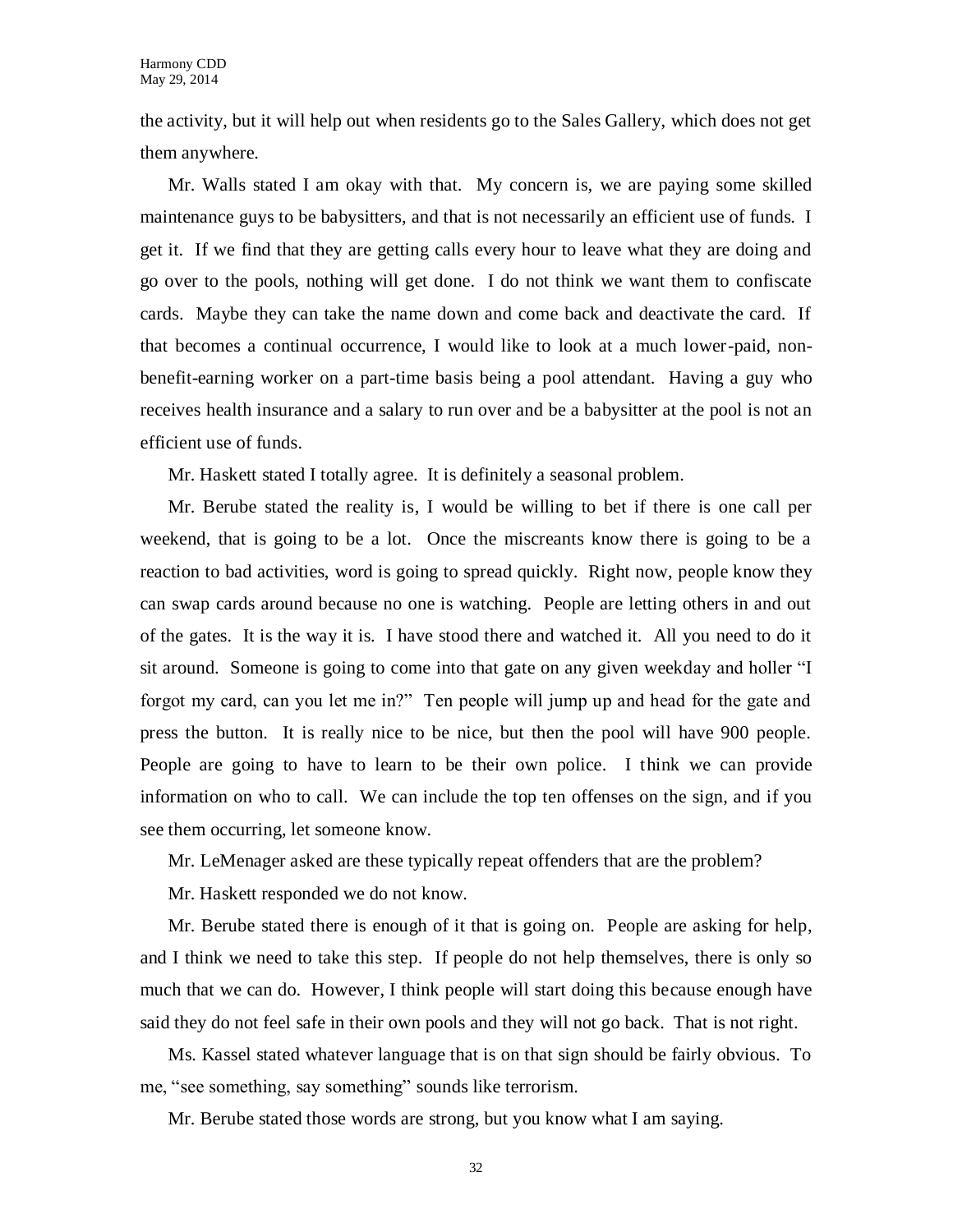the activity, but it will help out when residents go to the Sales Gallery, which does not get them anywhere.

Mr. Walls stated I am okay with that. My concern is, we are paying some skilled maintenance guys to be babysitters, and that is not necessarily an efficient use of funds. I get it. If we find that they are getting calls every hour to leave what they are doing and go over to the pools, nothing will get done. I do not think we want them to confiscate cards. Maybe they can take the name down and come back and deactivate the card. If that becomes a continual occurrence, I would like to look at a much lower-paid, non-benefit-earning worker on a part-time basis being a pool attendant. Having a guy who receives health insurance and a salary to run over and be a babysitter at the pool is not an efficient use of funds.

Mr. Haskett stated I totally agree. It is definitely a seasonal problem.

Mr. Berube stated the reality is, I would be willing to bet if there is one call per weekend, that is going to be a lot. Once the miscreants know there is going to be a reaction to bad activities, word is going to spread quickly. Right now, people know they can swap cards around because no one is watching. People are letting others in and out of the gates. It is the way it is. I have stood there and watched it. All you need to do it sit around. Someone is going to come into that gate on any given weekday and holler "I forgot my card, can you let me in?" Ten people will jump up and head for the gate and press the button. It is really nice to be nice, but then the pool will have 900 people. People are going to have to learn to be their own police. I think we can provide information on who to call. We can include the top ten offenses on the sign, and if you see them occurring, let someone know.

Mr. LeMenager asked are these typically repeat offenders that are the problem?

Mr. Haskett responded we do not know.

Mr. Berube stated there is enough of it that is going on. People are asking for help, and I think we need to take this step. If people do not help themselves, there is only so much that we can do. However, I think people will start doing this because enough have said they do not feel safe in their own pools and they will not go back. That is not right.

Ms. Kassel stated whatever language that is on that sign should be fairly obvious. To me, "see something, say something" sounds like terrorism.

Mr. Berube stated those words are strong, but you know what I am saying.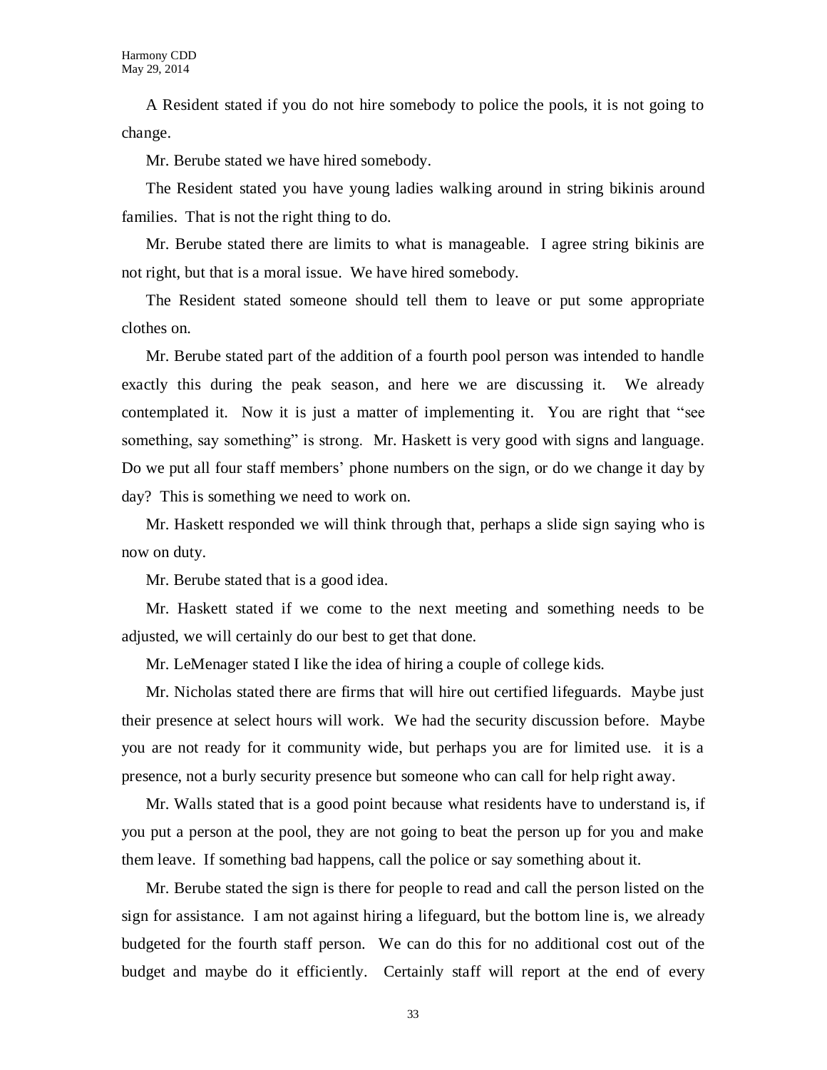A Resident stated if you do not hire somebody to police the pools, it is not going to change.

Mr. Berube stated we have hired somebody.

The Resident stated you have young ladies walking around in string bikinis around families. That is not the right thing to do.

Mr. Berube stated there are limits to what is manageable. I agree string bikinis are not right, but that is a moral issue. We have hired somebody.

The Resident stated someone should tell them to leave or put some appropriate clothes on.

Mr. Berube stated part of the addition of a fourth pool person was intended to handle exactly this during the peak season, and here we are discussing it. We already contemplated it. Now it is just a matter of implementing it. You are right that "see something, say something" is strong. Mr. Haskett is very good with signs and language. Do we put all four staff members' phone numbers on the sign, or do we change it day by day? This is something we need to work on.

Mr. Haskett responded we will think through that, perhaps a slide sign saying who is now on duty.

Mr. Berube stated that is a good idea.

Mr. Haskett stated if we come to the next meeting and something needs to be adjusted, we will certainly do our best to get that done.

Mr. LeMenager stated I like the idea of hiring a couple of college kids.

Mr. Nicholas stated there are firms that will hire out certified lifeguards. Maybe just their presence at select hours will work. We had the security discussion before. Maybe you are not ready for it community wide, but perhaps you are for limited use. it is a presence, not a burly security presence but someone who can call for help right away.

Mr. Walls stated that is a good point because what residents have to understand is, if you put a person at the pool, they are not going to beat the person up for you and make them leave. If something bad happens, call the police or say something about it.

Mr. Berube stated the sign is there for people to read and call the person listed on the sign for assistance. I am not against hiring a lifeguard, but the bottom line is, we already budgeted for the fourth staff person. We can do this for no additional cost out of the budget and maybe do it efficiently. Certainly staff will report at the end of every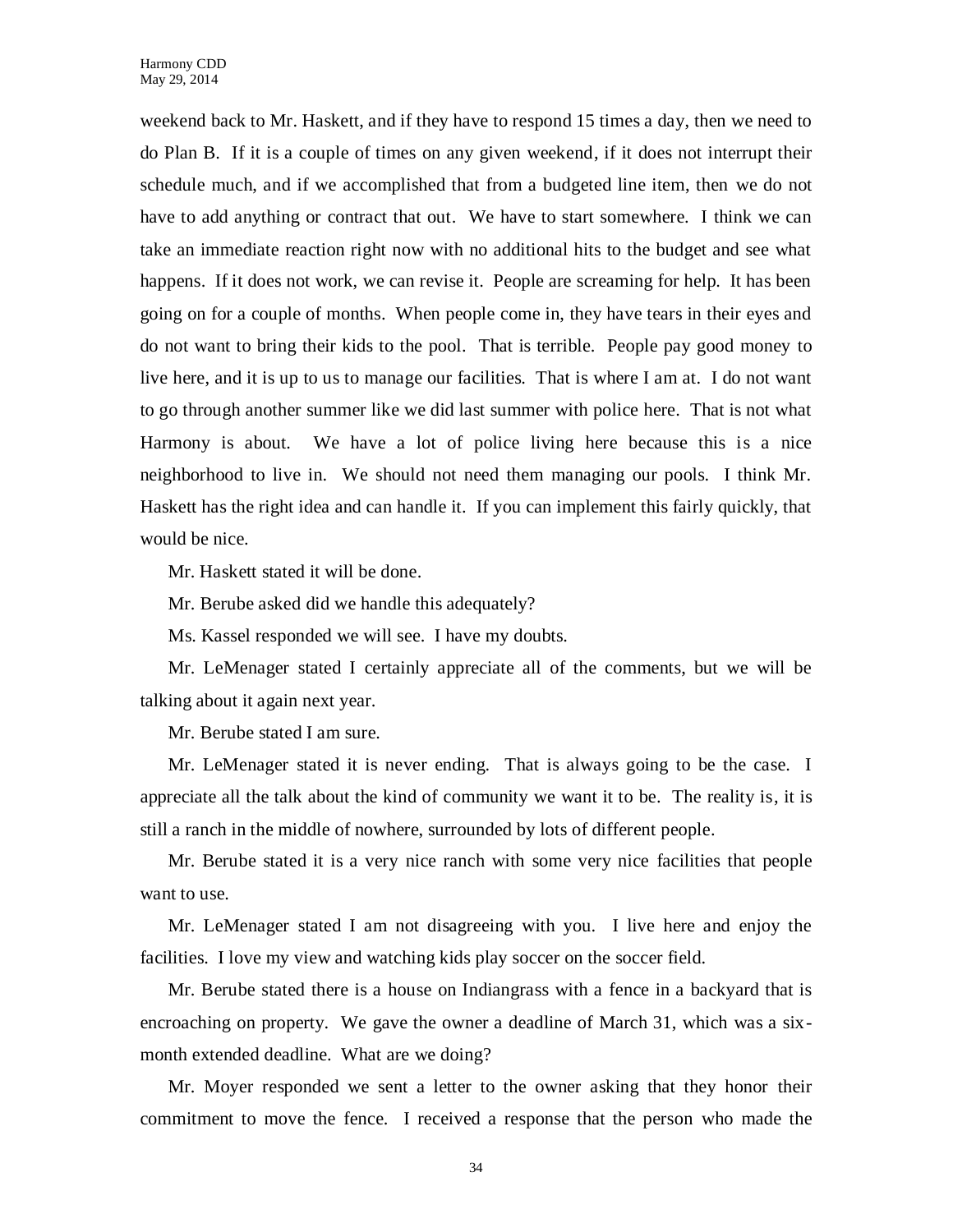weekend back to Mr. Haskett, and if they have to respond 15 times a day, then we need to do Plan B. If it is a couple of times on any given weekend, if it does not interrupt their schedule much, and if we accomplished that from a budgeted line item, then we do not have to add anything or contract that out. We have to start somewhere. I think we can take an immediate reaction right now with no additional hits to the budget and see what happens. If it does not work, we can revise it. People are screaming for help. It has been going on for a couple of months. When people come in, they have tears in their eyes and do not want to bring their kids to the pool. That is terrible. People pay good money to live here, and it is up to us to manage our facilities. That is where I am at. I do not want to go through another summer like we did last summer with police here. That is not what Harmony is about. We have a lot of police living here because this is a nice neighborhood to live in. We should not need them managing our pools. I think Mr. Haskett has the right idea and can handle it. If you can implement this fairly quickly, that would be nice.

Mr. Haskett stated it will be done.

Mr. Berube asked did we handle this adequately?

Ms. Kassel responded we will see. I have my doubts.

Mr. LeMenager stated I certainly appreciate all of the comments, but we will be talking about it again next year.

Mr. Berube stated I am sure.

Mr. LeMenager stated it is never ending. That is always going to be the case. I appreciate all the talk about the kind of community we want it to be. The reality is, it is still a ranch in the middle of nowhere, surrounded by lots of different people.

Mr. Berube stated it is a very nice ranch with some very nice facilities that people want to use.

Mr. LeMenager stated I am not disagreeing with you. I live here and enjoy the facilities. I love my view and watching kids play soccer on the soccer field.

Mr. Berube stated there is a house on Indiangrass with a fence in a backyard that is encroaching on property. We gave the owner a deadline of March 31, which was a six-month extended deadline. What are we doing?

Mr. Moyer responded we sent a letter to the owner asking that they honor their commitment to move the fence. I received a response that the person who made the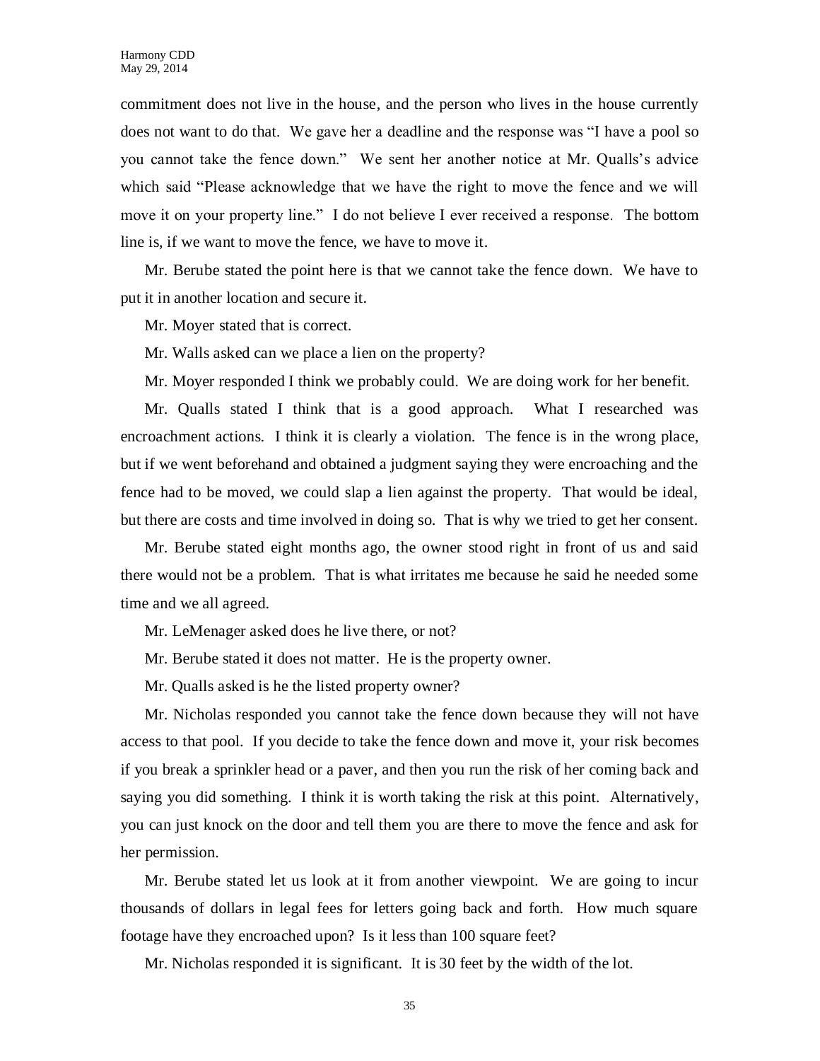commitment does not live in the house, and the person who lives in the house currently does not want to do that. We gave her a deadline and the response was "I have a pool so you cannot take the fence down." We sent her another notice at Mr. Qualls's advice which said "Please acknowledge that we have the right to move the fence and we will move it on your property line." I do not believe I ever received a response. The bottom line is, if we want to move the fence, we have to move it.

Mr. Berube stated the point here is that we cannot take the fence down. We have to put it in another location and secure it.

Mr. Moyer stated that is correct.

Mr. Walls asked can we place a lien on the property?

Mr. Moyer responded I think we probably could. We are doing work for her benefit.

Mr. Qualls stated I think that is a good approach. What I researched was encroachment actions. I think it is clearly a violation. The fence is in the wrong place, but if we went beforehand and obtained a judgment saying they were encroaching and the fence had to be moved, we could slap a lien against the property. That would be ideal, but there are costs and time involved in doing so. That is why we tried to get her consent.

Mr. Berube stated eight months ago, the owner stood right in front of us and said there would not be a problem. That is what irritates me because he said he needed some time and we all agreed.

Mr. LeMenager asked does he live there, or not?

Mr. Berube stated it does not matter. He is the property owner.

Mr. Qualls asked is he the listed property owner?

Mr. Nicholas responded you cannot take the fence down because they will not have access to that pool. If you decide to take the fence down and move it, your risk becomes if you break a sprinkler head or a paver, and then you run the risk of her coming back and saying you did something. I think it is worth taking the risk at this point. Alternatively, you can just knock on the door and tell them you are there to move the fence and ask for her permission.

Mr. Berube stated let us look at it from another viewpoint. We are going to incur thousands of dollars in legal fees for letters going back and forth. How much square footage have they encroached upon? Is it less than 100 square feet?

Mr. Nicholas responded it is significant. It is 30 feet by the width of the lot.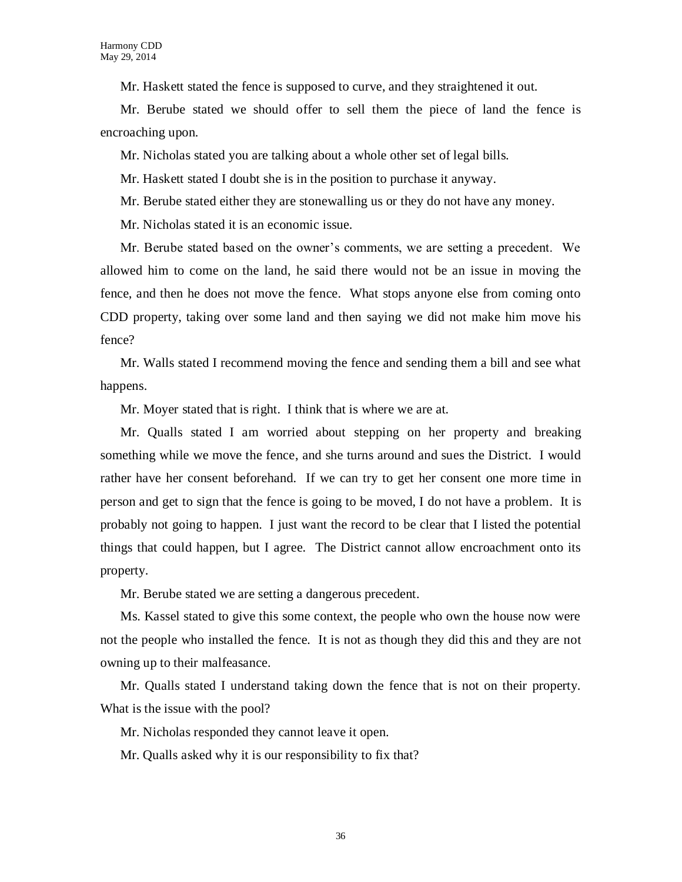Mr. Haskett stated the fence is supposed to curve, and they straightened it out.

Mr. Berube stated we should offer to sell them the piece of land the fence is encroaching upon.

Mr. Nicholas stated you are talking about a whole other set of legal bills.

Mr. Haskett stated I doubt she is in the position to purchase it anyway.

Mr. Berube stated either they are stonewalling us or they do not have any money.

Mr. Nicholas stated it is an economic issue.

Mr. Berube stated based on the owner's comments, we are setting a precedent. We allowed him to come on the land, he said there would not be an issue in moving the fence, and then he does not move the fence. What stops anyone else from coming onto CDD property, taking over some land and then saying we did not make him move his fence?

Mr. Walls stated I recommend moving the fence and sending them a bill and see what happens.

Mr. Moyer stated that is right. I think that is where we are at.

Mr. Qualls stated I am worried about stepping on her property and breaking something while we move the fence, and she turns around and sues the District. I would rather have her consent beforehand. If we can try to get her consent one more time in person and get to sign that the fence is going to be moved, I do not have a problem. It is probably not going to happen. I just want the record to be clear that I listed the potential things that could happen, but I agree. The District cannot allow encroachment onto its property.

Mr. Berube stated we are setting a dangerous precedent.

Ms. Kassel stated to give this some context, the people who own the house now were not the people who installed the fence. It is not as though they did this and they are not owning up to their malfeasance.

Mr. Qualls stated I understand taking down the fence that is not on their property. What is the issue with the pool?

Mr. Nicholas responded they cannot leave it open.

Mr. Qualls asked why it is our responsibility to fix that?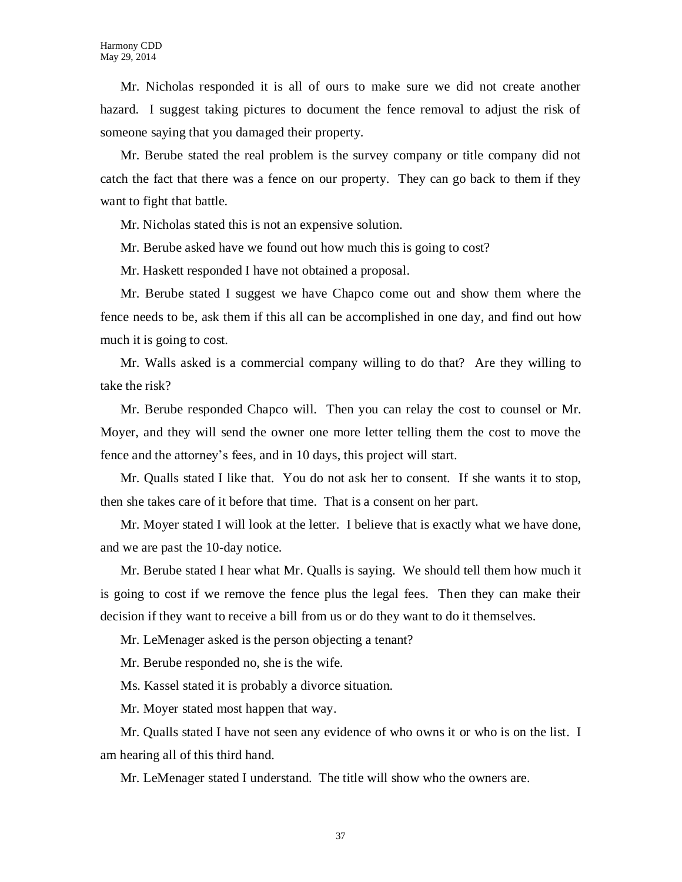Mr. Nicholas responded it is all of ours to make sure we did not create another hazard. I suggest taking pictures to document the fence removal to adjust the risk of someone saying that you damaged their property.

Mr. Berube stated the real problem is the survey company or title company did not catch the fact that there was a fence on our property. They can go back to them if they want to fight that battle.

Mr. Nicholas stated this is not an expensive solution.

Mr. Berube asked have we found out how much this is going to cost?

Mr. Haskett responded I have not obtained a proposal.

Mr. Berube stated I suggest we have Chapco come out and show them where the fence needs to be, ask them if this all can be accomplished in one day, and find out how much it is going to cost.

Mr. Walls asked is a commercial company willing to do that? Are they willing to take the risk?

Mr. Berube responded Chapco will. Then you can relay the cost to counsel or Mr. Moyer, and they will send the owner one more letter telling them the cost to move the fence and the attorney's fees, and in 10 days, this project will start.

Mr. Qualls stated I like that. You do not ask her to consent. If she wants it to stop, then she takes care of it before that time. That is a consent on her part.

Mr. Moyer stated I will look at the letter. I believe that is exactly what we have done, and we are past the 10-day notice.

Mr. Berube stated I hear what Mr. Qualls is saying. We should tell them how much it is going to cost if we remove the fence plus the legal fees. Then they can make their decision if they want to receive a bill from us or do they want to do it themselves.

Mr. LeMenager asked is the person objecting a tenant?

Mr. Berube responded no, she is the wife.

Ms. Kassel stated it is probably a divorce situation.

Mr. Moyer stated most happen that way.

Mr. Qualls stated I have not seen any evidence of who owns it or who is on the list. I am hearing all of this third hand.

Mr. LeMenager stated I understand. The title will show who the owners are.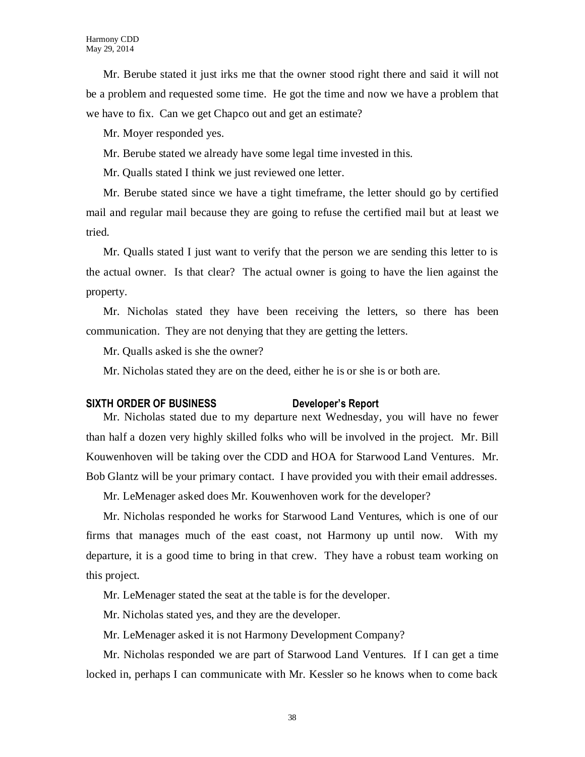Mr. Berube stated it just irks me that the owner stood right there and said it will not be a problem and requested some time. He got the time and now we have a problem that we have to fix. Can we get Chapco out and get an estimate?

Mr. Moyer responded yes.

Mr. Berube stated we already have some legal time invested in this.

Mr. Qualls stated I think we just reviewed one letter.

Mr. Berube stated since we have a tight timeframe, the letter should go by certified mail and regular mail because they are going to refuse the certified mail but at least we tried.

Mr. Qualls stated I just want to verify that the person we are sending this letter to is the actual owner. Is that clear? The actual owner is going to have the lien against the property.

Mr. Nicholas stated they have been receiving the letters, so there has been communication. They are not denying that they are getting the letters.

Mr. Qualls asked is she the owner?

Mr. Nicholas stated they are on the deed, either he is or she is or both are.

**SIXTH ORDER OF BUSINESS Developer's Report**

Mr. Nicholas stated due to my departure next Wednesday, you will have no fewer than half a dozen very highly skilled folks who will be involved in the project. Mr. Bill Kouwenhoven will be taking over the CDD and HOA for Starwood Land Ventures. Mr. Bob Glantz will be your primary contact. I have provided you with their email addresses.

Mr. LeMenager asked does Mr. Kouwenhoven work for the developer?

Mr. Nicholas responded he works for Starwood Land Ventures, which is one of our firms that manages much of the east coast, not Harmony up until now. With my departure, it is a good time to bring in that crew. They have a robust team working on this project.

Mr. LeMenager stated the seat at the table is for the developer.

Mr. Nicholas stated yes, and they are the developer.

Mr. LeMenager asked it is not Harmony Development Company?

Mr. Nicholas responded we are part of Starwood Land Ventures. If I can get a time locked in, perhaps I can communicate with Mr. Kessler so he knows when to come back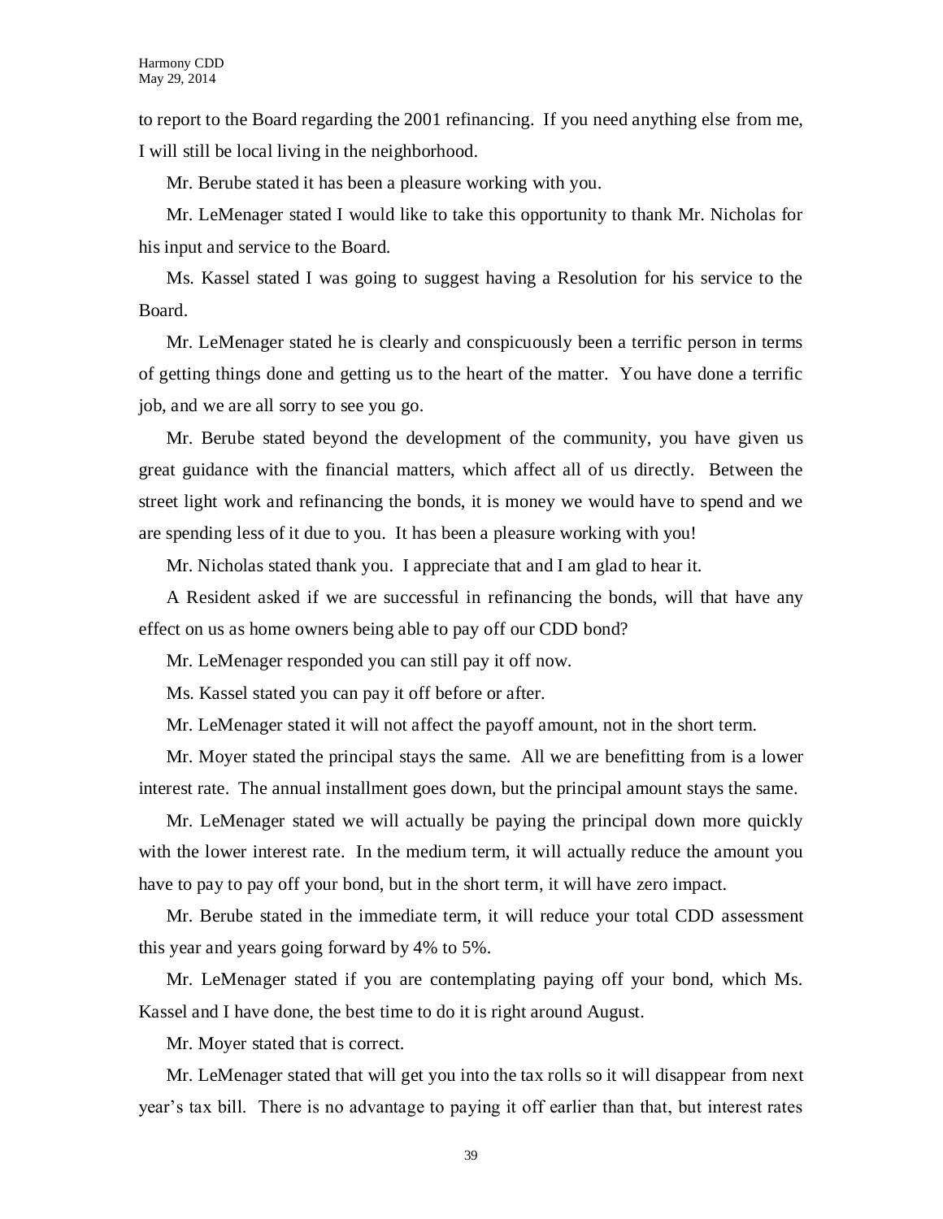to report to the Board regarding the 2001 refinancing. If you need anything else from me, I will still be local living in the neighborhood.

Mr. Berube stated it has been a pleasure working with you.

Mr. LeMenager stated I would like to take this opportunity to thank Mr. Nicholas for his input and service to the Board.

Ms. Kassel stated I was going to suggest having a Resolution for his service to the Board.

Mr. LeMenager stated he is clearly and conspicuously been a terrific person in terms of getting things done and getting us to the heart of the matter. You have done a terrific job, and we are all sorry to see you go.

Mr. Berube stated beyond the development of the community, you have given us great guidance with the financial matters, which affect all of us directly. Between the street light work and refinancing the bonds, it is money we would have to spend and we are spending less of it due to you. It has been a pleasure working with you!

Mr. Nicholas stated thank you. I appreciate that and I am glad to hear it.

A Resident asked if we are successful in refinancing the bonds, will that have any effect on us as home owners being able to pay off our CDD bond?

Mr. LeMenager responded you can still pay it off now.

Ms. Kassel stated you can pay it off before or after.

Mr. LeMenager stated it will not affect the payoff amount, not in the short term.

Mr. Moyer stated the principal stays the same. All we are benefitting from is a lower interest rate. The annual installment goes down, but the principal amount stays the same.

Mr. LeMenager stated we will actually be paying the principal down more quickly with the lower interest rate. In the medium term, it will actually reduce the amount you have to pay to pay off your bond, but in the short term, it will have zero impact.

Mr. Berube stated in the immediate term, it will reduce your total CDD assessment this year and years going forward by 4% to 5%.

Mr. LeMenager stated if you are contemplating paying off your bond, which Ms. Kassel and I have done, the best time to do it is right around August.

Mr. Moyer stated that is correct.

Mr. LeMenager stated that will get you into the tax rolls so it will disappear from next year's tax bill. There is no advantage to paying it off earlier than that, but interest rates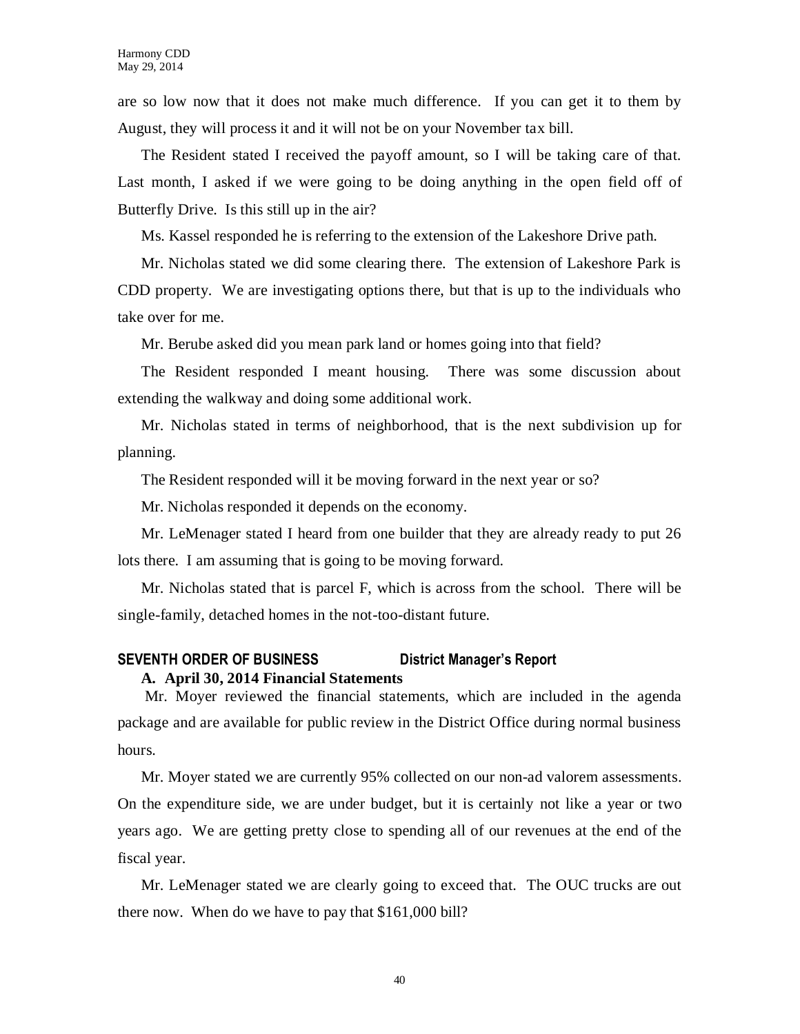are so low now that it does not make much difference. If you can get it to them by August, they will process it and it will not be on your November tax bill.

The Resident stated I received the payoff amount, so I will be taking care of that. Last month, I asked if we were going to be doing anything in the open field off of Butterfly Drive. Is this still up in the air?

Ms. Kassel responded he is referring to the extension of the Lakeshore Drive path.

Mr. Nicholas stated we did some clearing there. The extension of Lakeshore Park is CDD property. We are investigating options there, but that is up to the individuals who take over for me.

Mr. Berube asked did you mean park land or homes going into that field?

The Resident responded I meant housing. There was some discussion about extending the walkway and doing some additional work.

Mr. Nicholas stated in terms of neighborhood, that is the next subdivision up for planning.

The Resident responded will it be moving forward in the next year or so?

Mr. Nicholas responded it depends on the economy.

Mr. LeMenager stated I heard from one builder that they are already ready to put 26 lots there. I am assuming that is going to be moving forward.

Mr. Nicholas stated that is parcel F, which is across from the school. There will be single-family, detached homes in the not-too-distant future.

## SEVENTH ORDER OF BUSINESS District Manager's Report

### A. April 30, 2014 Financial Statements

Mr. Moyer reviewed the financial statements, which are included in the agenda package and are available for public review in the District Office during normal business hours.

Mr. Moyer stated we are currently 95% collected on our non-ad valorem assessments. On the expenditure side, we are under budget, but it is certainly not like a year or two years ago. We are getting pretty close to spending all of our revenues at the end of the fiscal year.

Mr. LeMenager stated we are clearly going to exceed that. The OUC trucks are out there now. When do we have to pay that $161,000 bill?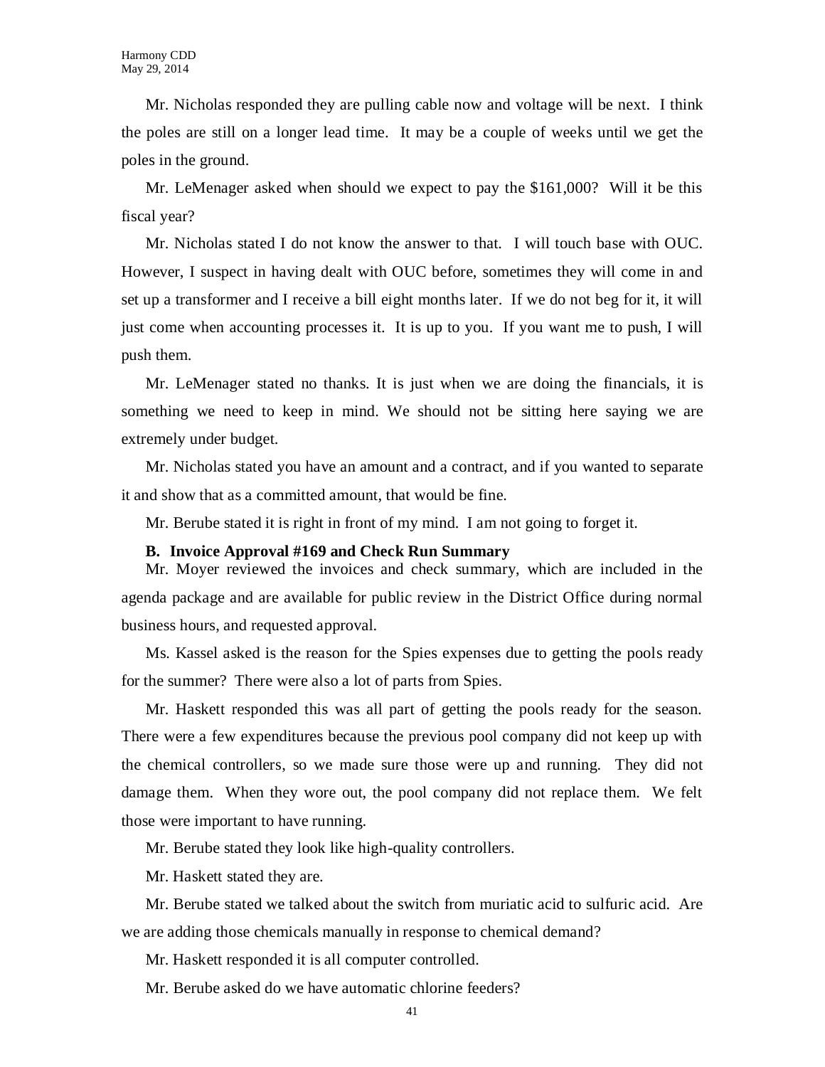Mr. Nicholas responded they are pulling cable now and voltage will be next. I think the poles are still on a longer lead time. It may be a couple of weeks until we get the poles in the ground.

Mr. LeMenager asked when should we expect to pay the $161,000? Will it be this fiscal year?

Mr. Nicholas stated I do not know the answer to that. I will touch base with OUC. However, I suspect in having dealt with OUC before, sometimes they will come in and set up a transformer and I receive a bill eight months later. If we do not beg for it, it will just come when accounting processes it. It is up to you. If you want me to push, I will push them.

Mr. LeMenager stated no thanks. It is just when we are doing the financials, it is something we need to keep in mind. We should not be sitting here saying we are extremely under budget.

Mr. Nicholas stated you have an amount and a contract, and if you wanted to separate it and show that as a committed amount, that would be fine.

Mr. Berube stated it is right in front of my mind. I am not going to forget it.

**B. Invoice Approval #169 and Check Run Summary**

Mr. Moyer reviewed the invoices and check summary, which are included in the agenda package and are available for public review in the District Office during normal business hours, and requested approval.

Ms. Kassel asked is the reason for the Spies expenses due to getting the pools ready for the summer? There were also a lot of parts from Spies.

Mr. Haskett responded this was all part of getting the pools ready for the season. There were a few expenditures because the previous pool company did not keep up with the chemical controllers, so we made sure those were up and running. They did not damage them. When they wore out, the pool company did not replace them. We felt those were important to have running.

Mr. Berube stated they look like high-quality controllers.

Mr. Haskett stated they are.

Mr. Berube stated we talked about the switch from muriatic acid to sulfuric acid. Are we are adding those chemicals manually in response to chemical demand?

Mr. Haskett responded it is all computer controlled.

Mr. Berube asked do we have automatic chlorine feeders?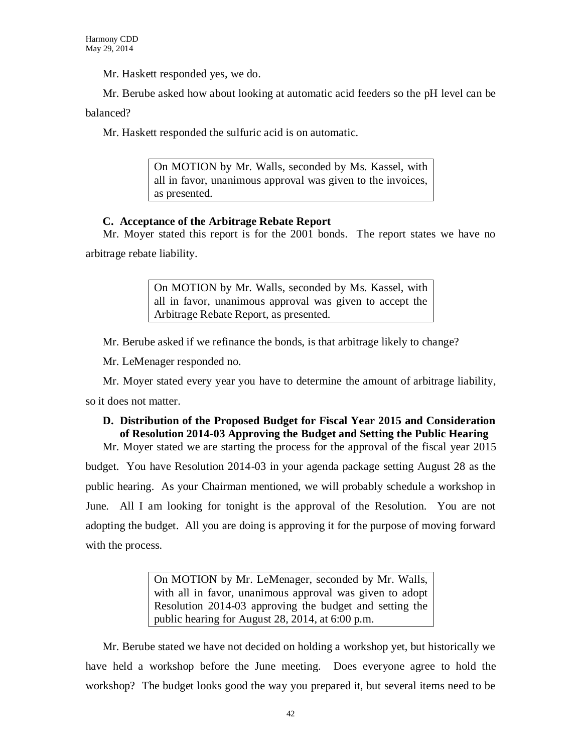Mr. Haskett responded yes, we do.

Mr. Berube asked how about looking at automatic acid feeders so the pH level can be balanced?

Mr. Haskett responded the sulfuric acid is on automatic.

> On MOTION by Mr. Walls, seconded by Ms. Kassel, with all in favor, unanimous approval was given to the invoices, as presented.

**C. Acceptance of the Arbitrage Rebate Report**

Mr. Moyer stated this report is for the 2001 bonds. The report states we have no arbitrage rebate liability.

> On MOTION by Mr. Walls, seconded by Ms. Kassel, with all in favor, unanimous approval was given to accept the Arbitrage Rebate Report, as presented.

Mr. Berube asked if we refinance the bonds, is that arbitrage likely to change?

Mr. LeMenager responded no.

Mr. Moyer stated every year you have to determine the amount of arbitrage liability, so it does not matter.

**D. Distribution of the Proposed Budget for Fiscal Year 2015 and Consideration of Resolution 2014-03 Approving the Budget and Setting the Public Hearing**

Mr. Moyer stated we are starting the process for the approval of the fiscal year 2015 budget. You have Resolution 2014-03 in your agenda package setting August 28 as the public hearing. As your Chairman mentioned, we will probably schedule a workshop in June. All I am looking for tonight is the approval of the Resolution. You are not adopting the budget. All you are doing is approving it for the purpose of moving forward with the process.

> On MOTION by Mr. LeMenager, seconded by Mr. Walls, with all in favor, unanimous approval was given to adopt Resolution 2014-03 approving the budget and setting the public hearing for August 28, 2014, at 6:00 p.m.

Mr. Berube stated we have not decided on holding a workshop yet, but historically we have held a workshop before the June meeting. Does everyone agree to hold the workshop? The budget looks good the way you prepared it, but several items need to be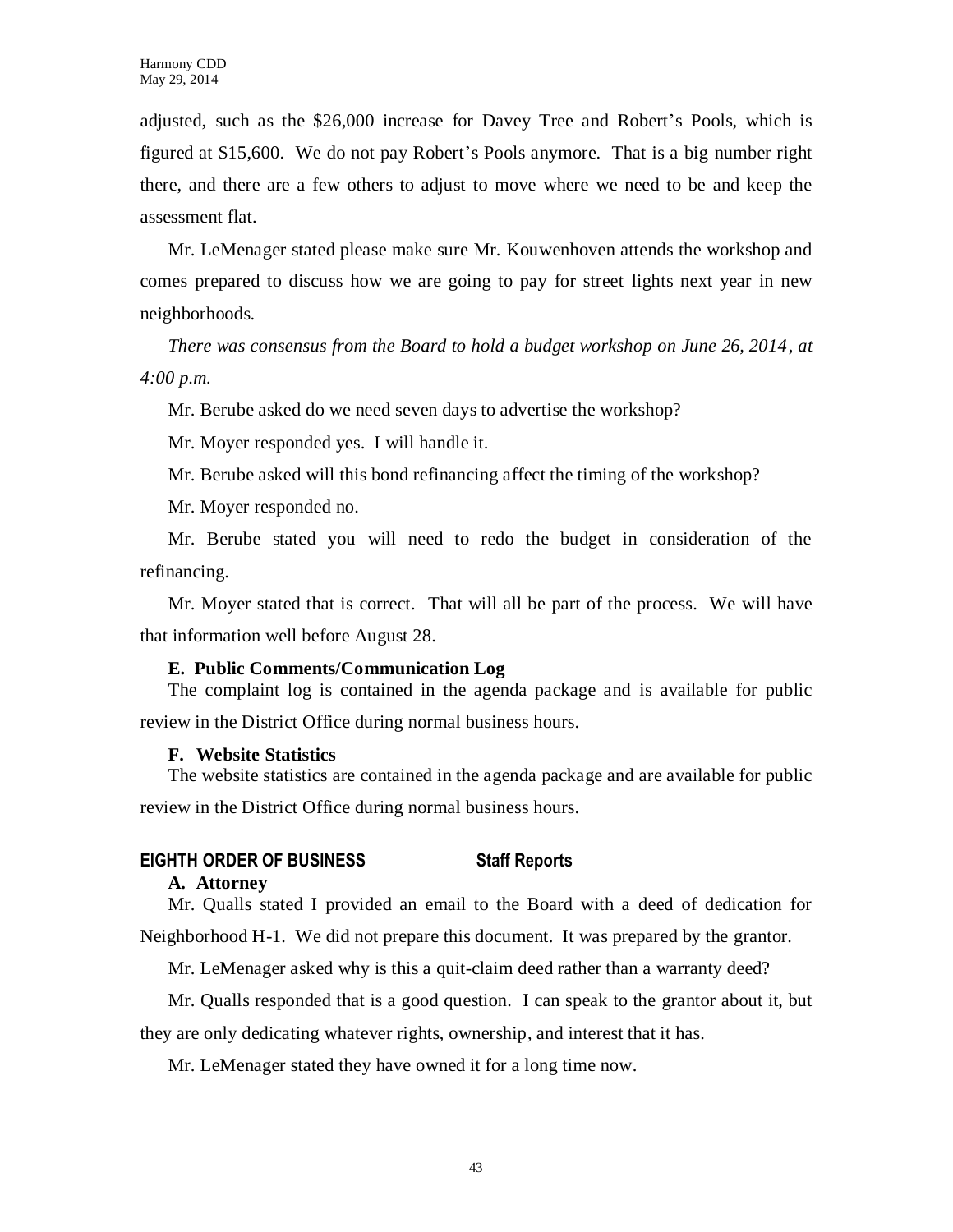adjusted, such as the $26,000 increase for Davey Tree and Robert's Pools, which is figured at $15,600. We do not pay Robert's Pools anymore. That is a big number right there, and there are a few others to adjust to move where we need to be and keep the assessment flat.

Mr. LeMenager stated please make sure Mr. Kouwenhoven attends the workshop and comes prepared to discuss how we are going to pay for street lights next year in new neighborhoods.

*There was consensus from the Board to hold a budget workshop on June 26, 2014, at 4:00 p.m.*

Mr. Berube asked do we need seven days to advertise the workshop?

Mr. Moyer responded yes. I will handle it.

Mr. Berube asked will this bond refinancing affect the timing of the workshop?

Mr. Moyer responded no.

Mr. Berube stated you will need to redo the budget in consideration of the refinancing.

Mr. Moyer stated that is correct. That will all be part of the process. We will have that information well before August 28.

**E. Public Comments/Communication Log**

The complaint log is contained in the agenda package and is available for public review in the District Office during normal business hours.

**F. Website Statistics**

The website statistics are contained in the agenda package and are available for public review in the District Office during normal business hours.

## EIGHTH ORDER OF BUSINESS Staff Reports

**A. Attorney**

Mr. Qualls stated I provided an email to the Board with a deed of dedication for Neighborhood H-1. We did not prepare this document. It was prepared by the grantor.

Mr. LeMenager asked why is this a quit-claim deed rather than a warranty deed?

Mr. Qualls responded that is a good question. I can speak to the grantor about it, but they are only dedicating whatever rights, ownership, and interest that it has.

Mr. LeMenager stated they have owned it for a long time now.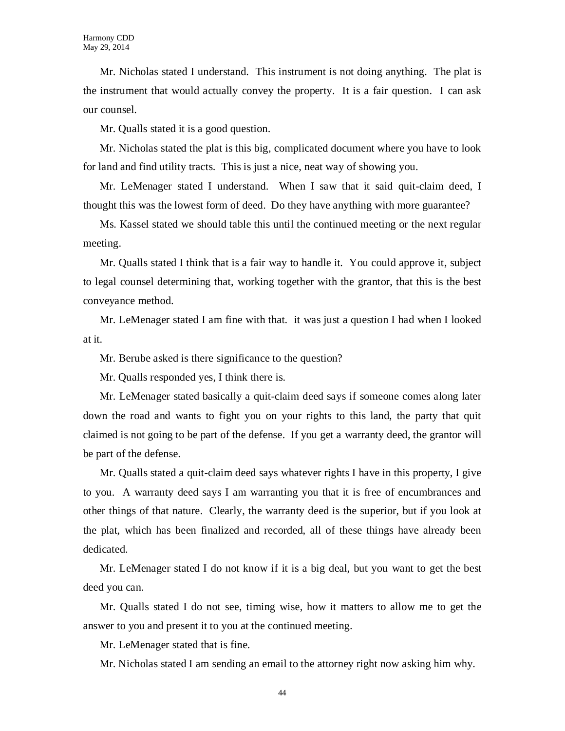Mr. Nicholas stated I understand. This instrument is not doing anything. The plat is the instrument that would actually convey the property. It is a fair question. I can ask our counsel.

Mr. Qualls stated it is a good question.

Mr. Nicholas stated the plat is this big, complicated document where you have to look for land and find utility tracts. This is just a nice, neat way of showing you.

Mr. LeMenager stated I understand. When I saw that it said quit-claim deed, I thought this was the lowest form of deed. Do they have anything with more guarantee?

Ms. Kassel stated we should table this until the continued meeting or the next regular meeting.

Mr. Qualls stated I think that is a fair way to handle it. You could approve it, subject to legal counsel determining that, working together with the grantor, that this is the best conveyance method.

Mr. LeMenager stated I am fine with that. it was just a question I had when I looked at it.

Mr. Berube asked is there significance to the question?

Mr. Qualls responded yes, I think there is.

Mr. LeMenager stated basically a quit-claim deed says if someone comes along later down the road and wants to fight you on your rights to this land, the party that quit claimed is not going to be part of the defense. If you get a warranty deed, the grantor will be part of the defense.

Mr. Qualls stated a quit-claim deed says whatever rights I have in this property, I give to you. A warranty deed says I am warranting you that it is free of encumbrances and other things of that nature. Clearly, the warranty deed is the superior, but if you look at the plat, which has been finalized and recorded, all of these things have already been dedicated.

Mr. LeMenager stated I do not know if it is a big deal, but you want to get the best deed you can.

Mr. Qualls stated I do not see, timing wise, how it matters to allow me to get the answer to you and present it to you at the continued meeting.

Mr. LeMenager stated that is fine.

Mr. Nicholas stated I am sending an email to the attorney right now asking him why.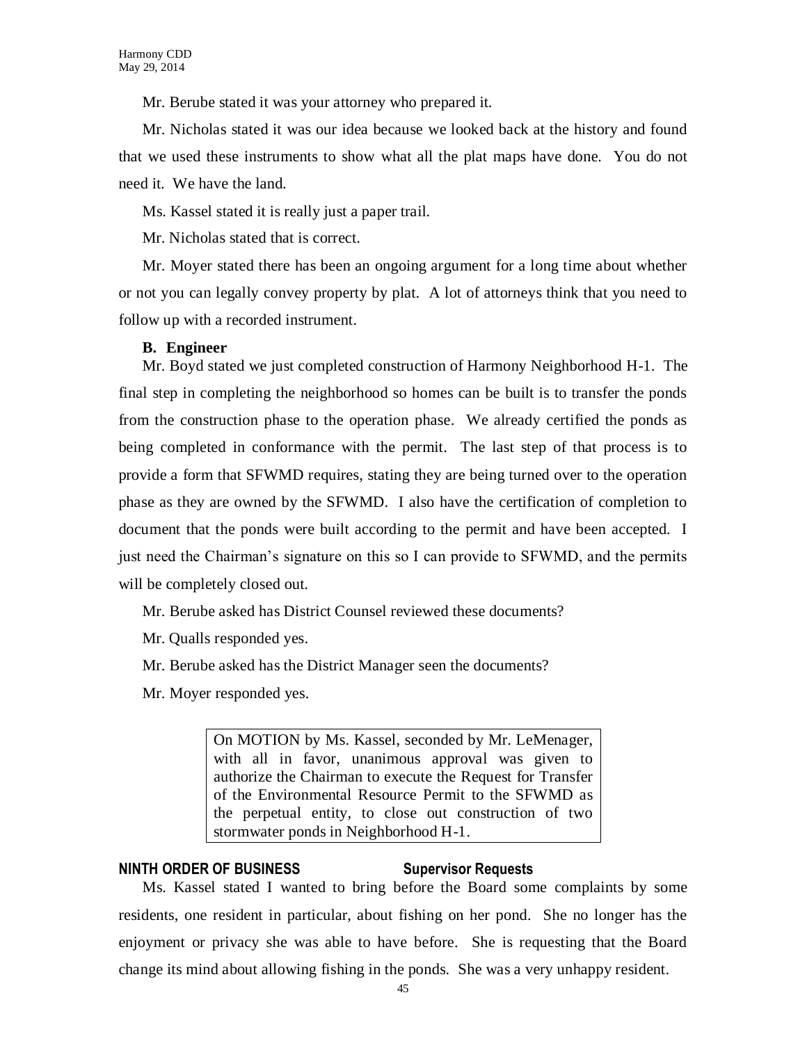Mr. Berube stated it was your attorney who prepared it.

Mr. Nicholas stated it was our idea because we looked back at the history and found that we used these instruments to show what all the plat maps have done. You do not need it. We have the land.

Ms. Kassel stated it is really just a paper trail.

Mr. Nicholas stated that is correct.

Mr. Moyer stated there has been an ongoing argument for a long time about whether or not you can legally convey property by plat. A lot of attorneys think that you need to follow up with a recorded instrument.

**B. Engineer**

Mr. Boyd stated we just completed construction of Harmony Neighborhood H-1. The final step in completing the neighborhood so homes can be built is to transfer the ponds from the construction phase to the operation phase. We already certified the ponds as being completed in conformance with the permit. The last step of that process is to provide a form that SFWMD requires, stating they are being turned over to the operation phase as they are owned by the SFWMD. I also have the certification of completion to document that the ponds were built according to the permit and have been accepted. I just need the Chairman's signature on this so I can provide to SFWMD, and the permits will be completely closed out.

Mr. Berube asked has District Counsel reviewed these documents?

Mr. Qualls responded yes.

Mr. Berube asked has the District Manager seen the documents?

Mr. Moyer responded yes.

> On MOTION by Ms. Kassel, seconded by Mr. LeMenager, with all in favor, unanimous approval was given to authorize the Chairman to execute the Request for Transfer of the Environmental Resource Permit to the SFWMD as the perpetual entity, to close out construction of two stormwater ponds in Neighborhood H-1.

**NINTH ORDER OF BUSINESS** **Supervisor Requests**

Ms. Kassel stated I wanted to bring before the Board some complaints by some residents, one resident in particular, about fishing on her pond. She no longer has the enjoyment or privacy she was able to have before. She is requesting that the Board change its mind about allowing fishing in the ponds. She was a very unhappy resident.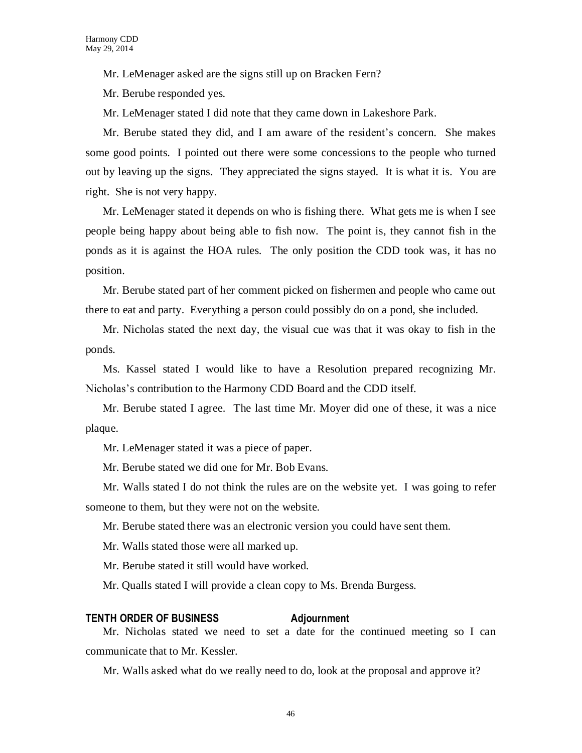Mr. LeMenager asked are the signs still up on Bracken Fern?

Mr. Berube responded yes.

Mr. LeMenager stated I did note that they came down in Lakeshore Park.

Mr. Berube stated they did, and I am aware of the resident's concern. She makes some good points. I pointed out there were some concessions to the people who turned out by leaving up the signs. They appreciated the signs stayed. It is what it is. You are right. She is not very happy.

Mr. LeMenager stated it depends on who is fishing there. What gets me is when I see people being happy about being able to fish now. The point is, they cannot fish in the ponds as it is against the HOA rules. The only position the CDD took was, it has no position.

Mr. Berube stated part of her comment picked on fishermen and people who came out there to eat and party. Everything a person could possibly do on a pond, she included.

Mr. Nicholas stated the next day, the visual cue was that it was okay to fish in the ponds.

Ms. Kassel stated I would like to have a Resolution prepared recognizing Mr. Nicholas's contribution to the Harmony CDD Board and the CDD itself.

Mr. Berube stated I agree. The last time Mr. Moyer did one of these, it was a nice plaque.

Mr. LeMenager stated it was a piece of paper.

Mr. Berube stated we did one for Mr. Bob Evans.

Mr. Walls stated I do not think the rules are on the website yet. I was going to refer someone to them, but they were not on the website.

Mr. Berube stated there was an electronic version you could have sent them.

Mr. Walls stated those were all marked up.

Mr. Berube stated it still would have worked.

Mr. Qualls stated I will provide a clean copy to Ms. Brenda Burgess.

## TENTH ORDER OF BUSINESS Adjournment

Mr. Nicholas stated we need to set a date for the continued meeting so I can communicate that to Mr. Kessler.

Mr. Walls asked what do we really need to do, look at the proposal and approve it?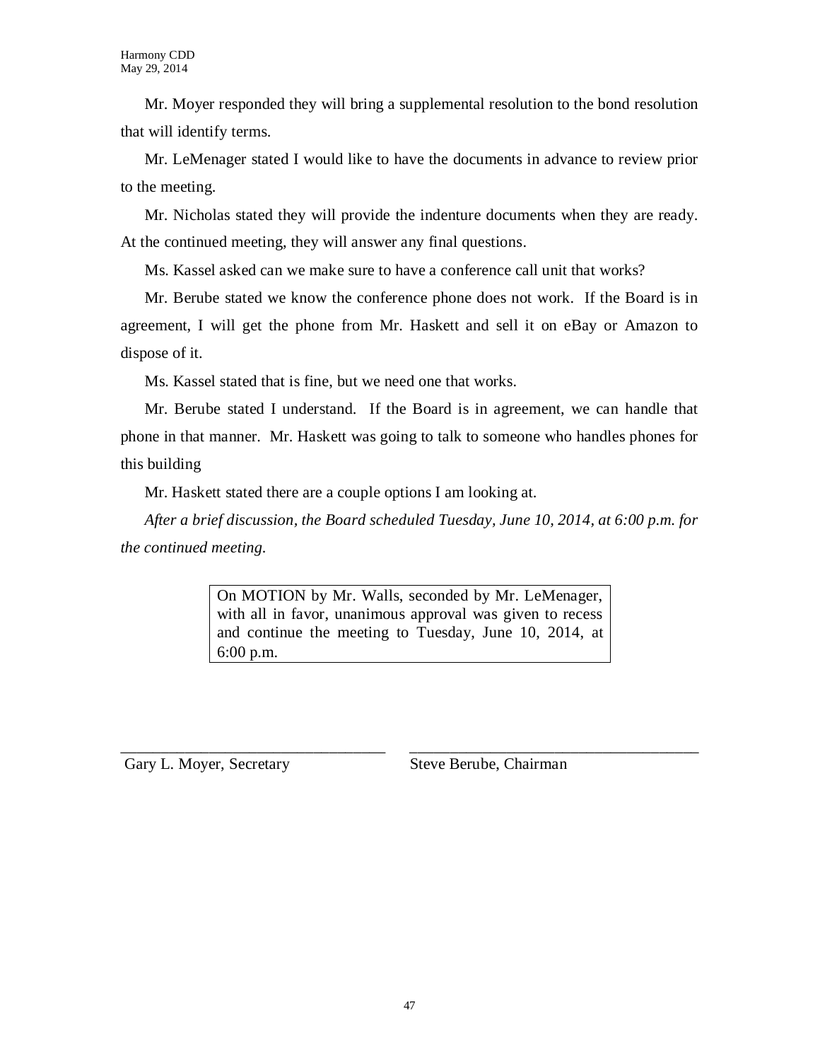Mr. Moyer responded they will bring a supplemental resolution to the bond resolution that will identify terms.

Mr. LeMenager stated I would like to have the documents in advance to review prior to the meeting.

Mr. Nicholas stated they will provide the indenture documents when they are ready. At the continued meeting, they will answer any final questions.

Ms. Kassel asked can we make sure to have a conference call unit that works?

Mr. Berube stated we know the conference phone does not work. If the Board is in agreement, I will get the phone from Mr. Haskett and sell it on eBay or Amazon to dispose of it.

Ms. Kassel stated that is fine, but we need one that works.

Mr. Berube stated I understand. If the Board is in agreement, we can handle that phone in that manner. Mr. Haskett was going to talk to someone who handles phones for this building

Mr. Haskett stated there are a couple options I am looking at.

*After a brief discussion, the Board scheduled Tuesday, June 10, 2014, at 6:00 p.m. for the continued meeting.*

> On MOTION by Mr. Walls, seconded by Mr. LeMenager, with all in favor, unanimous approval was given to recess and continue the meeting to Tuesday, June 10, 2014, at 6:00 p.m.

\_\_\_\_\_\_\_\_\_\_\_\_\_\_\_\_\_\_\_\_\_\_\_\_\_\_\_\_\_\_\_\_ \_\_\_\_\_\_\_\_\_\_\_\_\_\_\_\_\_\_\_\_\_\_\_\_\_\_\_\_\_\_\_\_

Gary L. Moyer, Secretary Steve Berube, Chairman